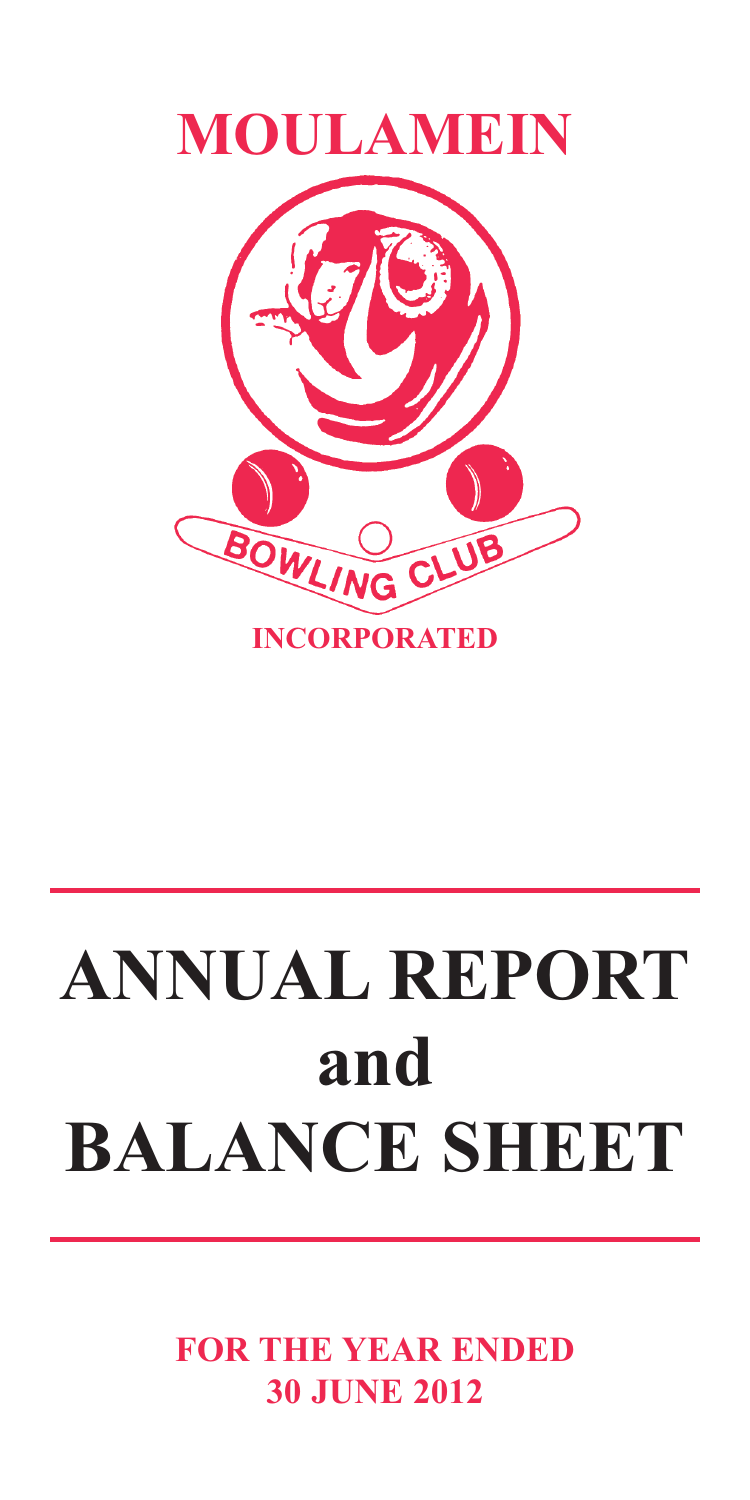# MOULAMEIN

BOWLING CLUB

INCORPORATED

# ANNUAL REPORT and BALANCE SHEET

**FOR THE YEAR ENDED 30 JUNE 2012**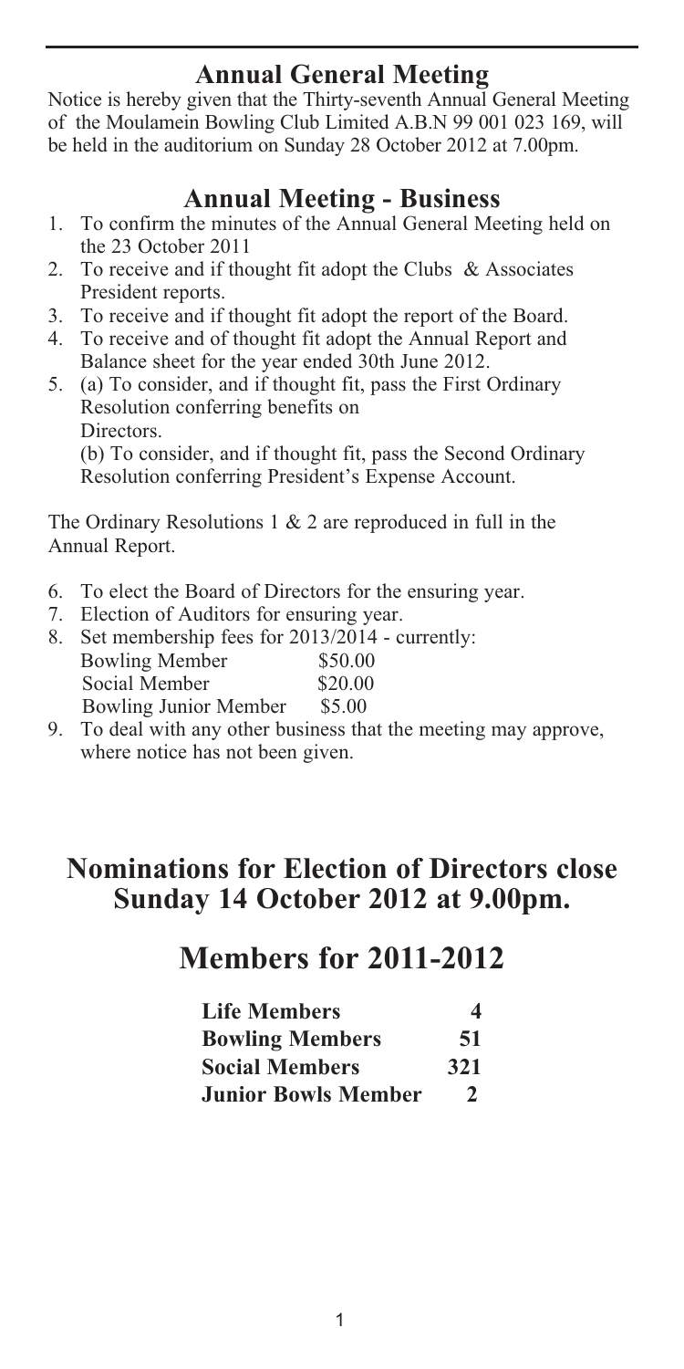## Annual General Meeting

Notice is hereby given that the Thirty-seventh Annual General Meeting of the Moulamein Bowling Club Limited A.B.N 99 001 023 169, will be held in the auditorium on Sunday 28 October 2012 at 7.00pm.

## Annual Meeting - Business

1. To confirm the minutes of the Annual General Meeting held on the 23 October 2011
2. To receive and if thought fit adopt the Clubs & Associates President reports.
3. To receive and if thought fit adopt the report of the Board.
4. To receive and of thought fit adopt the Annual Report and Balance sheet for the year ended 30th June 2012.
5. (a) To consider, and if thought fit, pass the First Ordinary Resolution conferring benefits on Directors.

   (b) To consider, and if thought fit, pass the Second Ordinary Resolution conferring President's Expense Account.

The Ordinary Resolutions 1 & 2 are reproduced in full in the Annual Report.

6. To elect the Board of Directors for the ensuring year.
7. Election of Auditors for ensuring year.
8. Set membership fees for 2013/2014 - currently:

   | | |
   |---|---|
   | Bowling Member | $50.00 |
   | Social Member | $20.00 |
   | Bowling Junior Member | $5.00 |

9. To deal with any other business that the meeting may approve, where notice has not been given.

## Nominations for Election of Directors close Sunday 14 October 2012 at 9.00pm.

## Members for 2011-2012

| | |
|---|---|
| **Life Members** | **4** |
| **Bowling Members** | **51** |
| **Social Members** | **321** |
| **Junior Bowls Member** | **2** |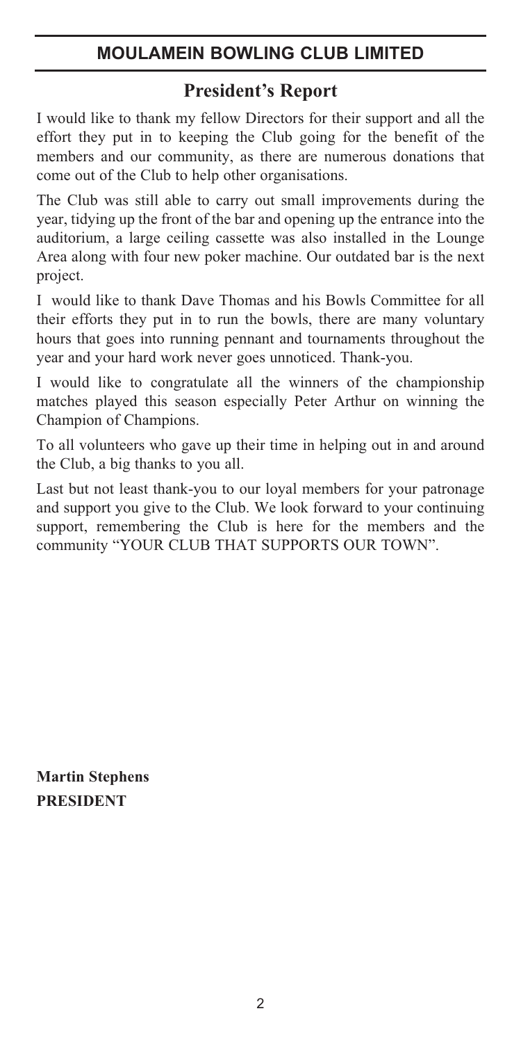# MOULAMEIN BOWLING CLUB LIMITED

## President's Report

I would like to thank my fellow Directors for their support and all the effort they put in to keeping the Club going for the benefit of the members and our community, as there are numerous donations that come out of the Club to help other organisations.

The Club was still able to carry out small improvements during the year, tidying up the front of the bar and opening up the entrance into the auditorium, a large ceiling cassette was also installed in the Lounge Area along with four new poker machine. Our outdated bar is the next project.

I would like to thank Dave Thomas and his Bowls Committee for all their efforts they put in to run the bowls, there are many voluntary hours that goes into running pennant and tournaments throughout the year and your hard work never goes unnoticed. Thank-you.

I would like to congratulate all the winners of the championship matches played this season especially Peter Arthur on winning the Champion of Champions.

To all volunteers who gave up their time in helping out in and around the Club, a big thanks to you all.

Last but not least thank-you to our loyal members for your patronage and support you give to the Club. We look forward to your continuing support, remembering the Club is here for the members and the community "YOUR CLUB THAT SUPPORTS OUR TOWN".

**Martin Stephens**
**PRESIDENT**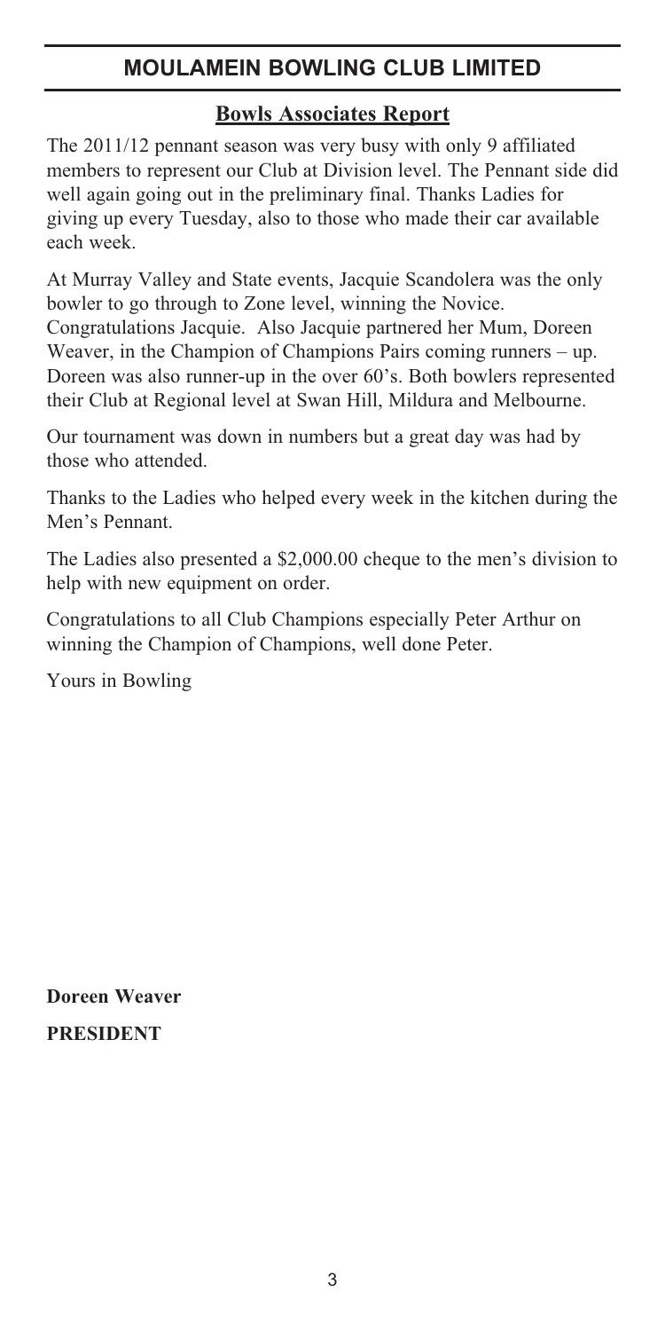# MOULAMEIN BOWLING CLUB LIMITED

## Bowls Associates Report

The 2011/12 pennant season was very busy with only 9 affiliated members to represent our Club at Division level. The Pennant side did well again going out in the preliminary final. Thanks Ladies for giving up every Tuesday, also to those who made their car available each week.

At Murray Valley and State events, Jacquie Scandolera was the only bowler to go through to Zone level, winning the Novice. Congratulations Jacquie. Also Jacquie partnered her Mum, Doreen Weaver, in the Champion of Champions Pairs coming runners – up. Doreen was also runner-up in the over 60's. Both bowlers represented their Club at Regional level at Swan Hill, Mildura and Melbourne.

Our tournament was down in numbers but a great day was had by those who attended.

Thanks to the Ladies who helped every week in the kitchen during the Men's Pennant.

The Ladies also presented a $2,000.00 cheque to the men's division to help with new equipment on order.

Congratulations to all Club Champions especially Peter Arthur on winning the Champion of Champions, well done Peter.

Yours in Bowling

**Doreen Weaver**

**PRESIDENT**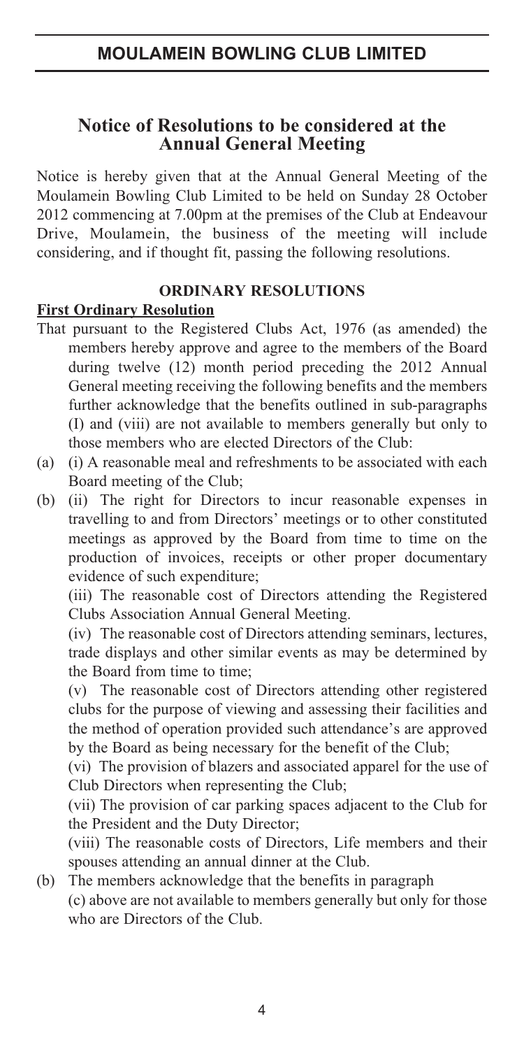# MOULAMEIN BOWLING CLUB LIMITED

## Notice of Resolutions to be considered at the Annual General Meeting

Notice is hereby given that at the Annual General Meeting of the Moulamein Bowling Club Limited to be held on Sunday 28 October 2012 commencing at 7.00pm at the premises of the Club at Endeavour Drive, Moulamein, the business of the meeting will include considering, and if thought fit, passing the following resolutions.

### ORDINARY RESOLUTIONS

**First Ordinary Resolution**

That pursuant to the Registered Clubs Act, 1976 (as amended) the members hereby approve and agree to the members of the Board during twelve (12) month period preceding the 2012 Annual General meeting receiving the following benefits and the members further acknowledge that the benefits outlined in sub-paragraphs (I) and (viii) are not available to members generally but only to those members who are elected Directors of the Club:

(a) (i) A reasonable meal and refreshments to be associated with each Board meeting of the Club;

(b) (ii) The right for Directors to incur reasonable expenses in travelling to and from Directors' meetings or to other constituted meetings as approved by the Board from time to time on the production of invoices, receipts or other proper documentary evidence of such expenditure;

(iii) The reasonable cost of Directors attending the Registered Clubs Association Annual General Meeting.

(iv) The reasonable cost of Directors attending seminars, lectures, trade displays and other similar events as may be determined by the Board from time to time;

(v) The reasonable cost of Directors attending other registered clubs for the purpose of viewing and assessing their facilities and the method of operation provided such attendance's are approved by the Board as being necessary for the benefit of the Club;

(vi) The provision of blazers and associated apparel for the use of Club Directors when representing the Club;

(vii) The provision of car parking spaces adjacent to the Club for the President and the Duty Director;

(viii) The reasonable costs of Directors, Life members and their spouses attending an annual dinner at the Club.

(b) The members acknowledge that the benefits in paragraph (c) above are not available to members generally but only for those who are Directors of the Club.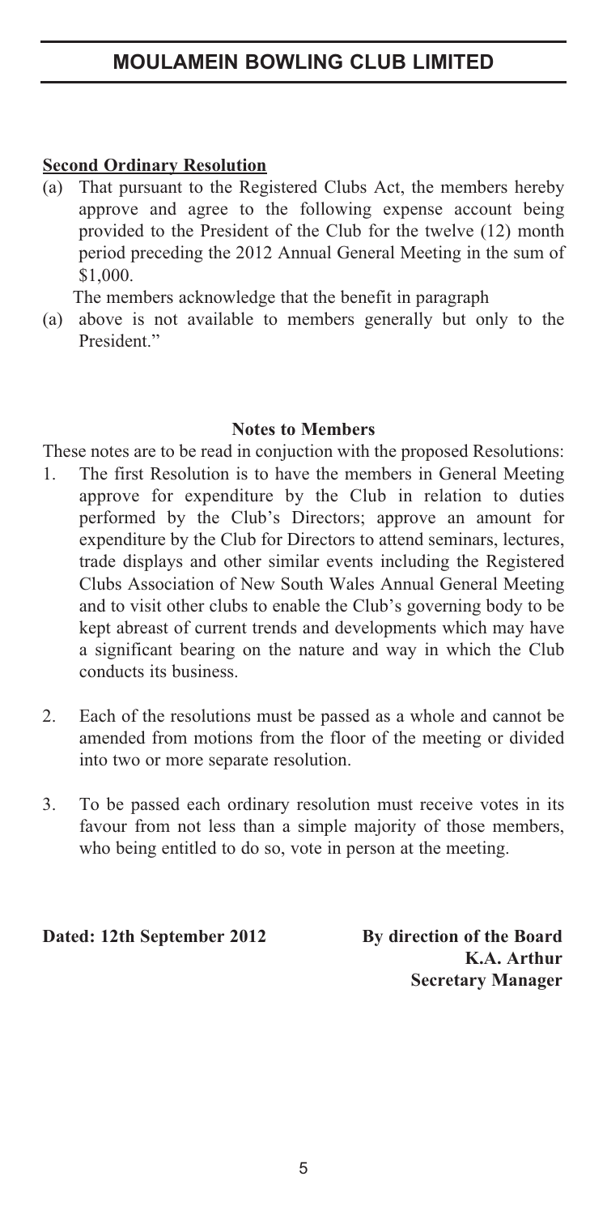**Second Ordinary Resolution**

(a) That pursuant to the Registered Clubs Act, the members hereby approve and agree to the following expense account being provided to the President of the Club for the twelve (12) month period preceding the 2012 Annual General Meeting in the sum of $1,000.

The members acknowledge that the benefit in paragraph

(a) above is not available to members generally but only to the President."

**Notes to Members**

These notes are to be read in conjuction with the proposed Resolutions:

1. The first Resolution is to have the members in General Meeting approve for expenditure by the Club in relation to duties performed by the Club's Directors; approve an amount for expenditure by the Club for Directors to attend seminars, lectures, trade displays and other similar events including the Registered Clubs Association of New South Wales Annual General Meeting and to visit other clubs to enable the Club's governing body to be kept abreast of current trends and developments which may have a significant bearing on the nature and way in which the Club conducts its business.

2. Each of the resolutions must be passed as a whole and cannot be amended from motions from the floor of the meeting or divided into two or more separate resolution.

3. To be passed each ordinary resolution must receive votes in its favour from not less than a simple majority of those members, who being entitled to do so, vote in person at the meeting.

**Dated: 12th September 2012**

**By direction of the Board**
**K.A. Arthur**
**Secretary Manager**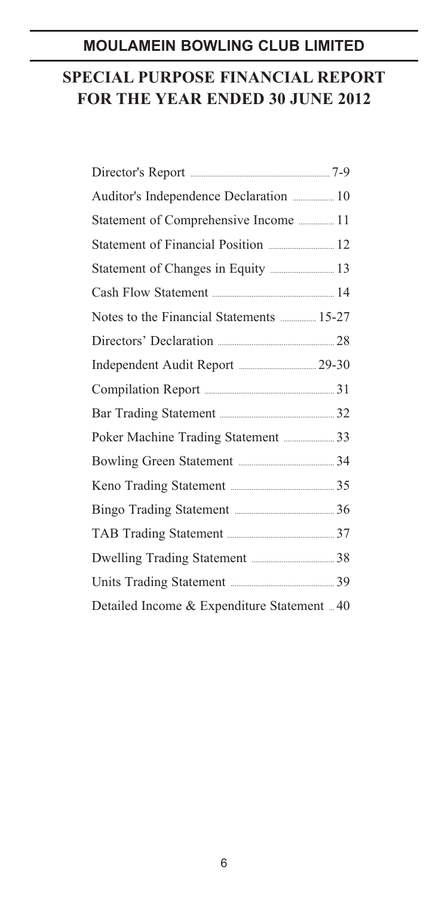# MOULAMEIN BOWLING CLUB LIMITED

## SPECIAL PURPOSE FINANCIAL REPORT
## FOR THE YEAR ENDED 30 JUNE 2012

| | |
|---|---|
| Director's Report | 7-9 |
| Auditor's Independence Declaration | 10 |
| Statement of Comprehensive Income | 11 |
| Statement of Financial Position | 12 |
| Statement of Changes in Equity | 13 |
| Cash Flow Statement | 14 |
| Notes to the Financial Statements | 15-27 |
| Directors' Declaration | 28 |
| Independent Audit Report | 29-30 |
| Compilation Report | 31 |
| Bar Trading Statement | 32 |
| Poker Machine Trading Statement | 33 |
| Bowling Green Statement | 34 |
| Keno Trading Statement | 35 |
| Bingo Trading Statement | 36 |
| TAB Trading Statement | 37 |
| Dwelling Trading Statement | 38 |
| Units Trading Statement | 39 |
| Detailed Income & Expenditure Statement | 40 |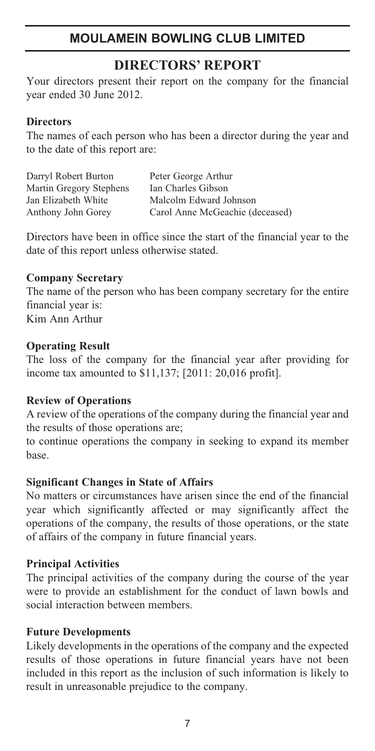# MOULAMEIN BOWLING CLUB LIMITED

## DIRECTORS' REPORT

Your directors present their report on the company for the financial year ended 30 June 2012.

### Directors

The names of each person who has been a director during the year and to the date of this report are:

| | |
|---|---|
| Darryl Robert Burton | Peter George Arthur |
| Martin Gregory Stephens | Ian Charles Gibson |
| Jan Elizabeth White | Malcolm Edward Johnson |
| Anthony John Gorey | Carol Anne McGeachie (deceased) |

Directors have been in office since the start of the financial year to the date of this report unless otherwise stated.

### Company Secretary

The name of the person who has been company secretary for the entire financial year is:
Kim Ann Arthur

### Operating Result

The loss of the company for the financial year after providing for income tax amounted to $11,137; [2011: 20,016 profit].

### Review of Operations

A review of the operations of the company during the financial year and the results of those operations are;

to continue operations the company in seeking to expand its member base.

### Significant Changes in State of Affairs

No matters or circumstances have arisen since the end of the financial year which significantly affected or may significantly affect the operations of the company, the results of those operations, or the state of affairs of the company in future financial years.

### Principal Activities

The principal activities of the company during the course of the year were to provide an establishment for the conduct of lawn bowls and social interaction between members.

### Future Developments

Likely developments in the operations of the company and the expected results of those operations in future financial years have not been included in this report as the inclusion of such information is likely to result in unreasonable prejudice to the company.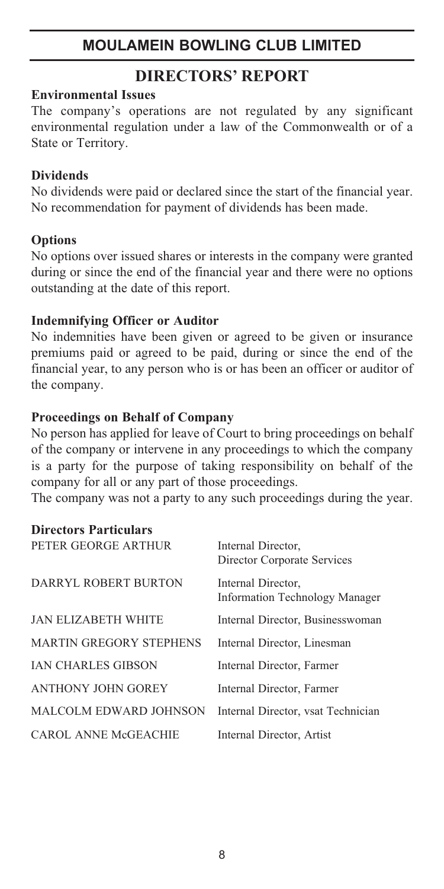# MOULAMEIN BOWLING CLUB LIMITED

## DIRECTORS' REPORT

**Environmental Issues**

The company's operations are not regulated by any significant environmental regulation under a law of the Commonwealth or of a State or Territory.

**Dividends**

No dividends were paid or declared since the start of the financial year. No recommendation for payment of dividends has been made.

**Options**

No options over issued shares or interests in the company were granted during or since the end of the financial year and there were no options outstanding at the date of this report.

**Indemnifying Officer or Auditor**

No indemnities have been given or agreed to be given or insurance premiums paid or agreed to be paid, during or since the end of the financial year, to any person who is or has been an officer or auditor of the company.

**Proceedings on Behalf of Company**

No person has applied for leave of Court to bring proceedings on behalf of the company or intervene in any proceedings to which the company is a party for the purpose of taking responsibility on behalf of the company for all or any part of those proceedings.

The company was not a party to any such proceedings during the year.

**Directors Particulars**

| | |
|---|---|
| PETER GEORGE ARTHUR | Internal Director, Director Corporate Services |
| DARRYL ROBERT BURTON | Internal Director, Information Technology Manager |
| JAN ELIZABETH WHITE | Internal Director, Businesswoman |
| MARTIN GREGORY STEPHENS | Internal Director, Linesman |
| IAN CHARLES GIBSON | Internal Director, Farmer |
| ANTHONY JOHN GOREY | Internal Director, Farmer |
| MALCOLM EDWARD JOHNSON | Internal Director, vsat Technician |
| CAROL ANNE McGEACHIE | Internal Director, Artist |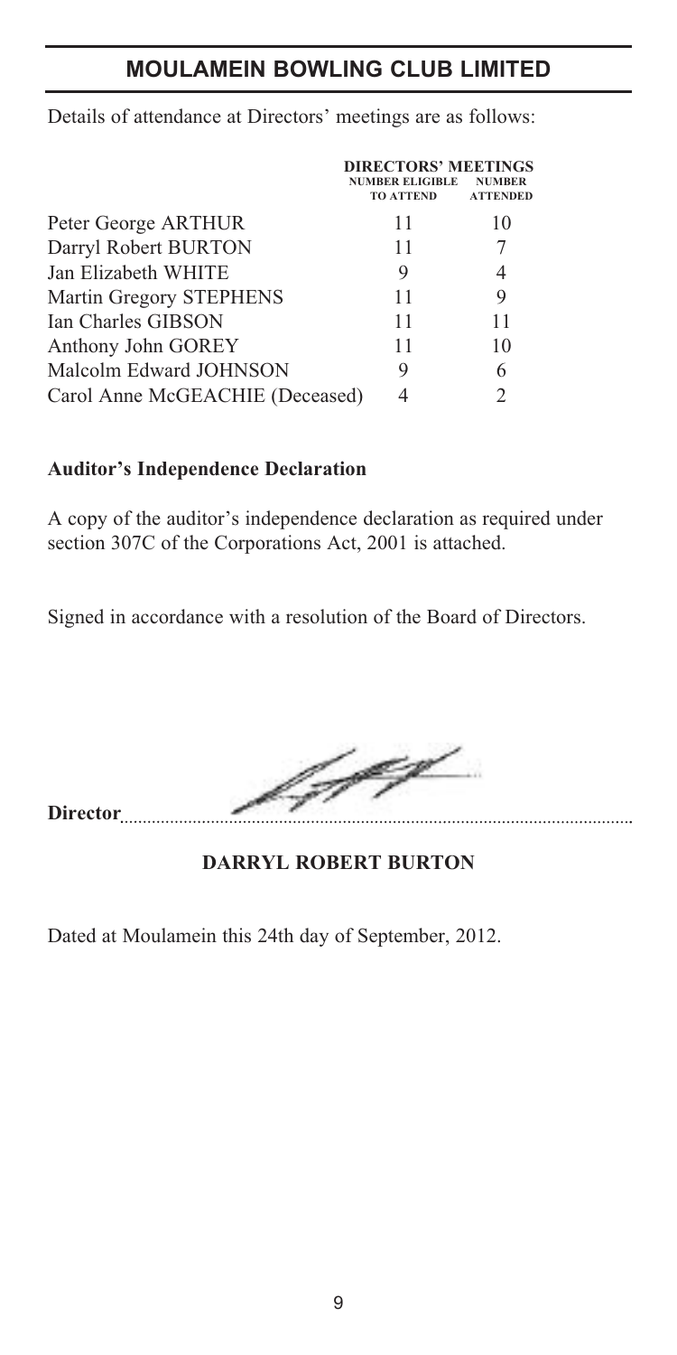## MOULAMEIN BOWLING CLUB LIMITED

Details of attendance at Directors' meetings are as follows:

| | DIRECTORS' MEETINGS | |
|---|---|---|
| | NUMBER ELIGIBLE TO ATTEND | NUMBER ATTENDED |
| Peter George ARTHUR | 11 | 10 |
| Darryl Robert BURTON | 11 | 7 |
| Jan Elizabeth WHITE | 9 | 4 |
| Martin Gregory STEPHENS | 11 | 9 |
| Ian Charles GIBSON | 11 | 11 |
| Anthony John GOREY | 11 | 10 |
| Malcolm Edward JOHNSON | 9 | 6 |
| Carol Anne McGEACHIE (Deceased) | 4 | 2 |

**Auditor's Independence Declaration**

A copy of the auditor's independence declaration as required under section 307C of the Corporations Act, 2001 is attached.

Signed in accordance with a resolution of the Board of Directors.

**Director**..............................................................................................

**DARRYL ROBERT BURTON**

Dated at Moulamein this 24th day of September, 2012.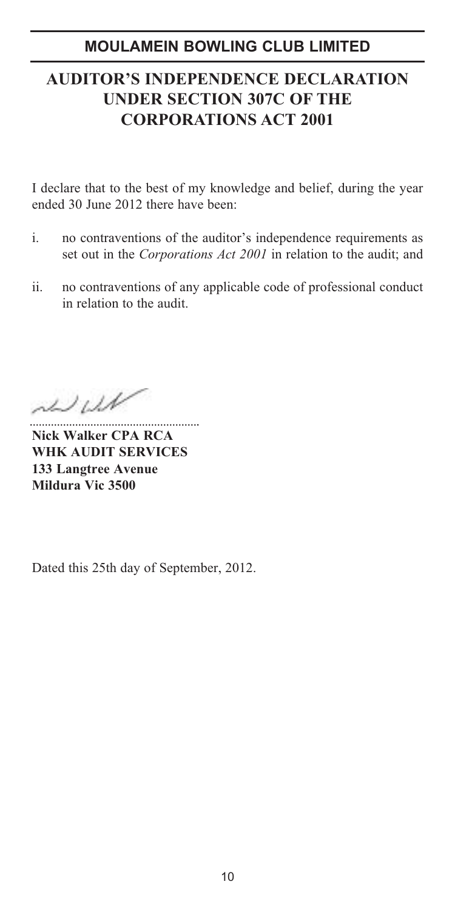# MOULAMEIN BOWLING CLUB LIMITED

## AUDITOR'S INDEPENDENCE DECLARATION UNDER SECTION 307C OF THE CORPORATIONS ACT 2001

I declare that to the best of my knowledge and belief, during the year ended 30 June 2012 there have been:

i. no contraventions of the auditor's independence requirements as set out in the *Corporations Act 2001* in relation to the audit; and

ii. no contraventions of any applicable code of professional conduct in relation to the audit.

........................................................

**Nick Walker CPA RCA**
**WHK AUDIT SERVICES**
**133 Langtree Avenue**
**Mildura Vic 3500**

Dated this 25th day of September, 2012.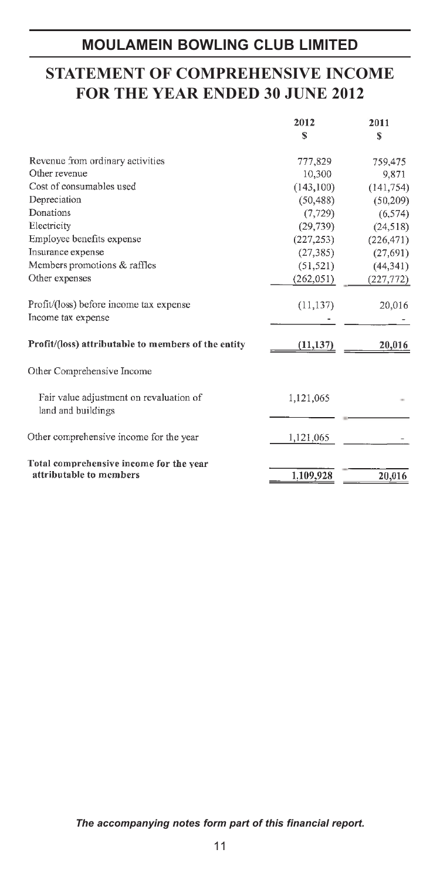# MOULAMEIN BOWLING CLUB LIMITED

# STATEMENT OF COMPREHENSIVE INCOME FOR THE YEAR ENDED 30 JUNE 2012

| | 2012 | 2011 |
|---|---|---|
| | $ | $ |
| Revenue from ordinary activities | 777,829 | 759,475 |
| Other revenue | 10,300 | 9,871 |
| Cost of consumables used | (143,100) | (141,754) |
| Depreciation | (50,488) | (50,209) |
| Donations | (7,729) | (6,574) |
| Electricity | (29,739) | (24,518) |
| Employee benefits expense | (227,253) | (226,471) |
| Insurance expense | (27,385) | (27,691) |
| Members promotions & raffles | (51,521) | (44,341) |
| Other expenses | (262,051) | (227,772) |
| Profit/(loss) before income tax expense | (11,137) | 20,016 |
| Income tax expense | - | - |
| **Profit/(loss) attributable to members of the entity** | **(11,137)** | **20,016** |
| Other Comprehensive Income | | |
| Fair value adjustment on revaluation of land and buildings | 1,121,065 | - |
| Other comprehensive income for the year | 1,121,065 | - |
| **Total comprehensive income for the year attributable to members** | **1,109,928** | **20,016** |

*The accompanying notes form part of this financial report.*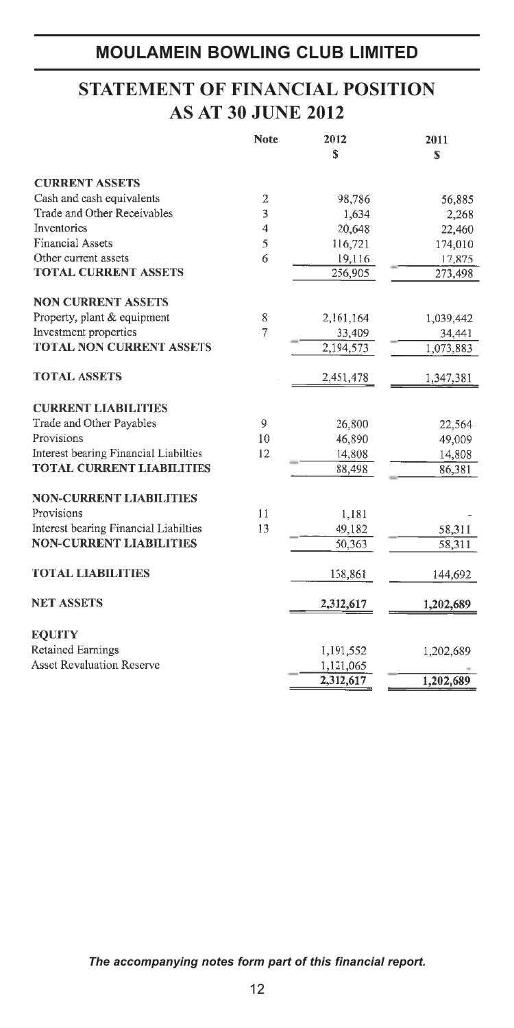# MOULAMEIN BOWLING CLUB LIMITED

## STATEMENT OF FINANCIAL POSITION AS AT 30 JUNE 2012

| | Note | 2012 $ | 2011 $ |
|---|---|---|---|
| **CURRENT ASSETS** | | | |
| Cash and cash equivalents | 2 | 98,786 | 56,885 |
| Trade and Other Receivables | 3 | 1,634 | 2,268 |
| Inventories | 4 | 20,648 | 22,460 |
| Financial Assets | 5 | 116,721 | 174,010 |
| Other current assets | 6 | 19,116 | 17,875 |
| **TOTAL CURRENT ASSETS** | | 256,905 | 273,498 |
| **NON CURRENT ASSETS** | | | |
| Property, plant & equipment | 8 | 2,161,164 | 1,039,442 |
| Investment properties | 7 | 33,409 | 34,441 |
| **TOTAL NON CURRENT ASSETS** | | 2,194,573 | 1,073,883 |
| **TOTAL ASSETS** | | 2,451,478 | 1,347,381 |
| **CURRENT LIABILITIES** | | | |
| Trade and Other Payables | 9 | 26,800 | 22,564 |
| Provisions | 10 | 46,890 | 49,009 |
| Interest bearing Financial Liabilties | 12 | 14,808 | 14,808 |
| **TOTAL CURRENT LIABILITIES** | | 88,498 | 86,381 |
| **NON-CURRENT LIABILITIES** | | | |
| Provisions | 11 | 1,181 | - |
| Interest bearing Financial Liabilties | 13 | 49,182 | 58,311 |
| **NON-CURRENT LIABILITIES** | | 50,363 | 58,311 |
| **TOTAL LIABILITIES** | | 138,861 | 144,692 |
| **NET ASSETS** | | 2,312,617 | 1,202,689 |
| **EQUITY** | | | |
| Retained Earnings | | 1,191,552 | 1,202,689 |
| Asset Revaluation Reserve | | 1,121,065 | - |
| | | 2,312,617 | 1,202,689 |

*The accompanying notes form part of this financial report.*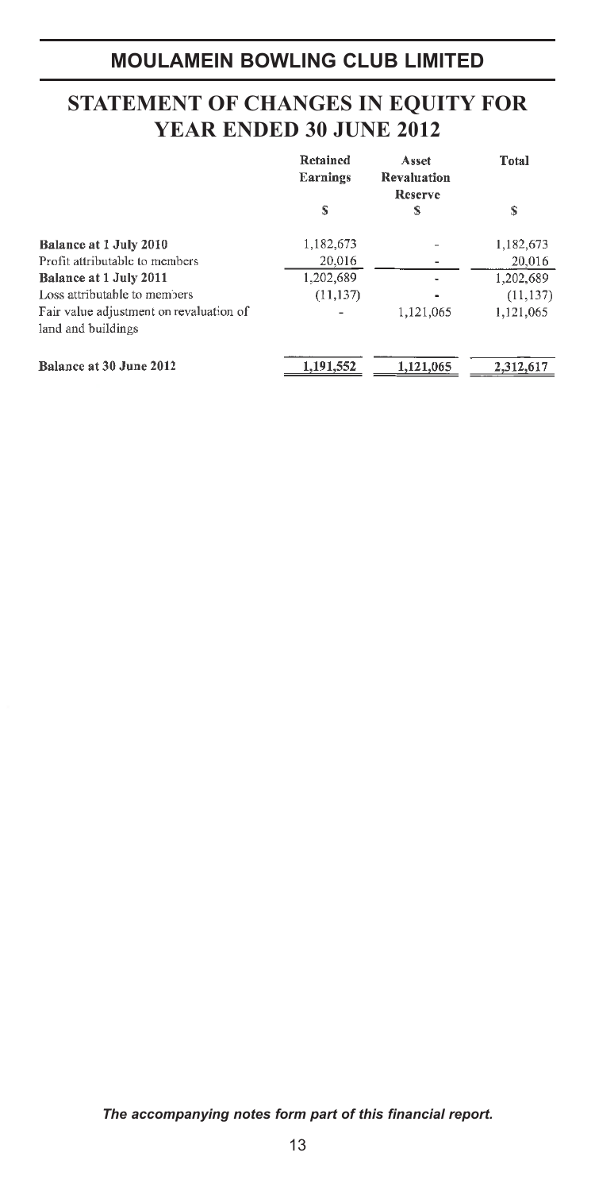# MOULAMEIN BOWLING CLUB LIMITED

## STATEMENT OF CHANGES IN EQUITY FOR YEAR ENDED 30 JUNE 2012

| | Retained Earnings | Asset Revaluation Reserve | Total |
|---|---|---|---|
| | $ | $ | $ |
| **Balance at 1 July 2010** | 1,182,673 | - | 1,182,673 |
| Profit attributable to members | 20,016 | - | 20,016 |
| **Balance at 1 July 2011** | 1,202,689 | - | 1,202,689 |
| Loss attributable to members | (11,137) | - | (11,137) |
| Fair value adjustment on revaluation of land and buildings | - | 1,121,065 | 1,121,065 |
| **Balance at 30 June 2012** | **1,191,552** | **1,121,065** | **2,312,617** |

***The accompanying notes form part of this financial report.***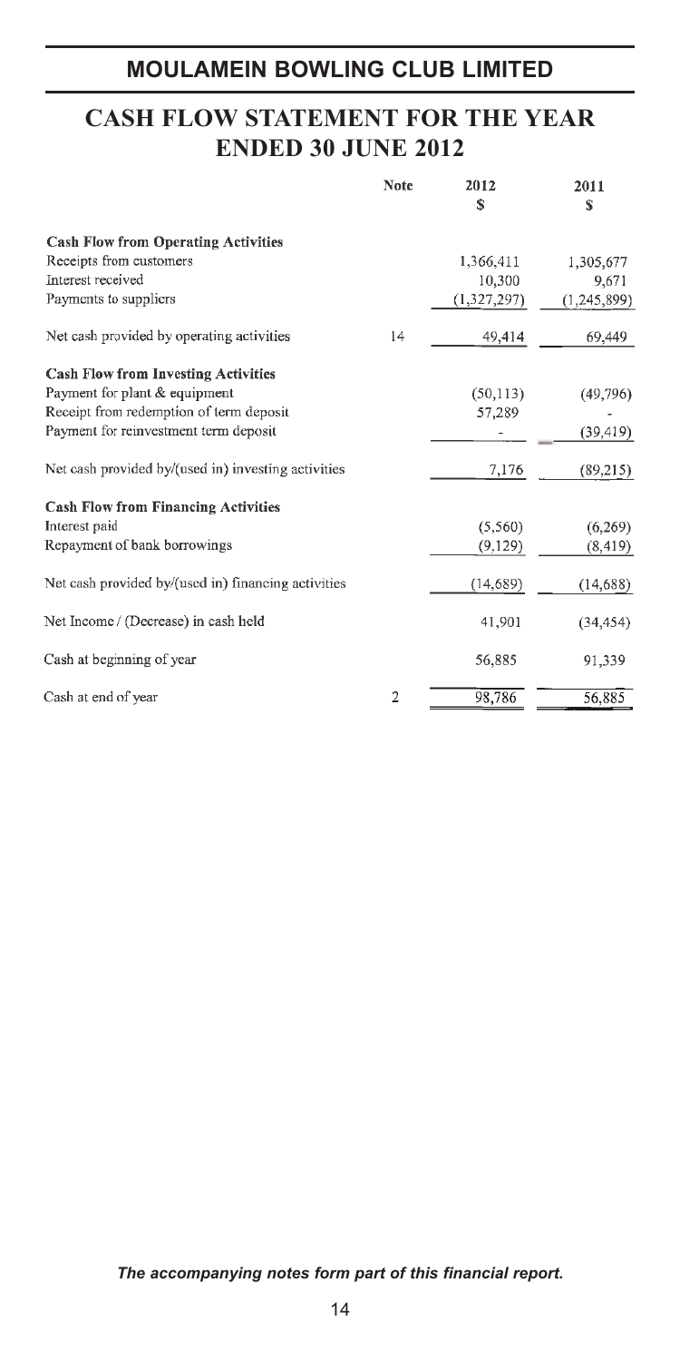# MOULAMEIN BOWLING CLUB LIMITED

## CASH FLOW STATEMENT FOR THE YEAR ENDED 30 JUNE 2012

| | Note | 2012 $ | 2011 $ |
|---|---|---|---|
| **Cash Flow from Operating Activities** | | | |
| Receipts from customers | | 1,366,411 | 1,305,677 |
| Interest received | | 10,300 | 9,671 |
| Payments to suppliers | | (1,327,297) | (1,245,899) |
| Net cash provided by operating activities | 14 | 49,414 | 69,449 |
| **Cash Flow from Investing Activities** | | | |
| Payment for plant & equipment | | (50,113) | (49,796) |
| Receipt from redemption of term deposit | | 57,289 | - |
| Payment for reinvestment term deposit | | - | (39,419) |
| Net cash provided by/(used in) investing activities | | 7,176 | (89,215) |
| **Cash Flow from Financing Activities** | | | |
| Interest paid | | (5,560) | (6,269) |
| Repayment of bank borrowings | | (9,129) | (8,419) |
| Net cash provided by/(used in) financing activities | | (14,689) | (14,688) |
| Net Income / (Decrease) in cash held | | 41,901 | (34,454) |
| Cash at beginning of year | | 56,885 | 91,339 |
| Cash at end of year | 2 | 98,786 | 56,885 |

***The accompanying notes form part of this financial report.***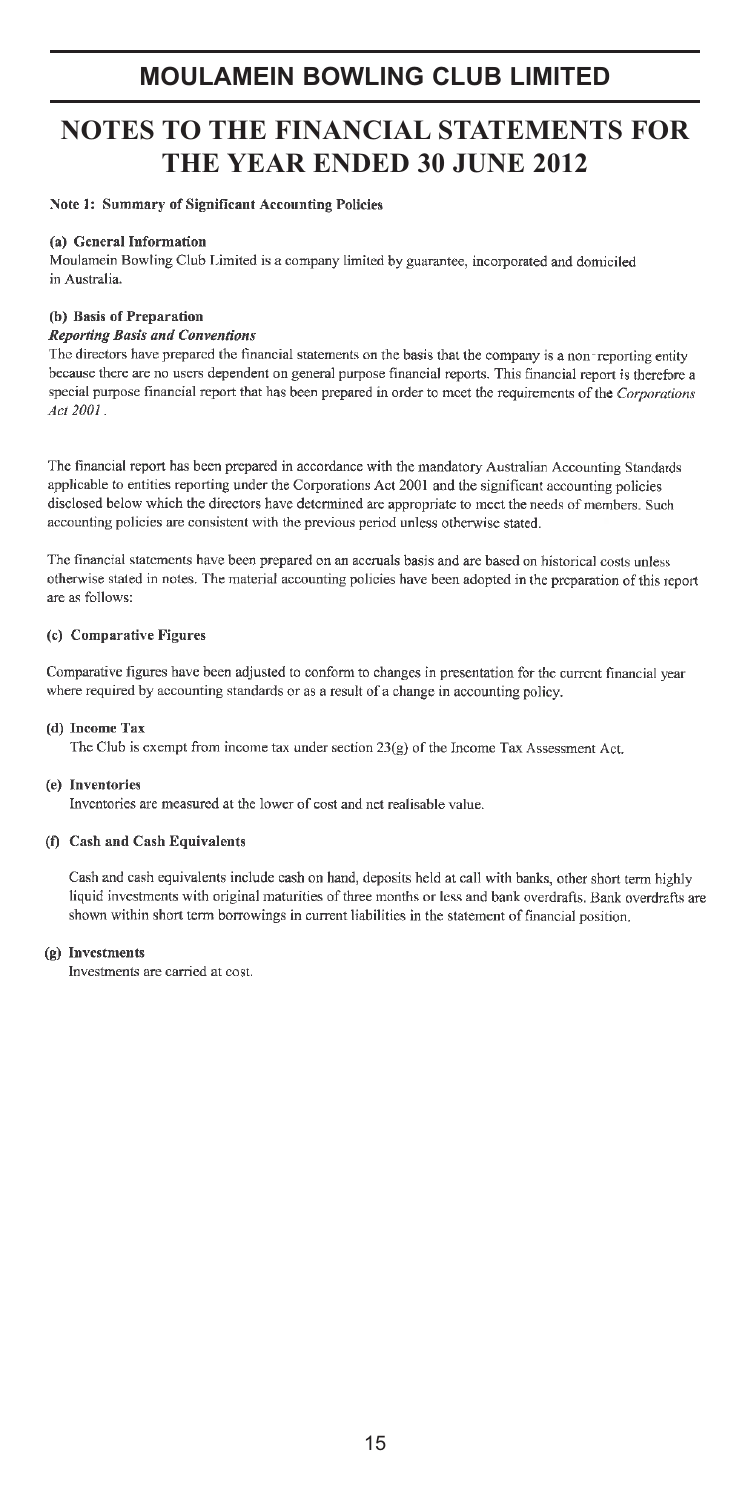# MOULAMEIN BOWLING CLUB LIMITED

# NOTES TO THE FINANCIAL STATEMENTS FOR THE YEAR ENDED 30 JUNE 2012

**Note 1: Summary of Significant Accounting Policies**

**(a) General Information**

Moulamein Bowling Club Limited is a company limited by guarantee, incorporated and domiciled in Australia.

**(b) Basis of Preparation**

***Reporting Basis and Conventions***

The directors have prepared the financial statements on the basis that the company is a non-reporting entity because there are no users dependent on general purpose financial reports. This financial report is therefore a special purpose financial report that has been prepared in order to meet the requirements of the *Corporations Act 2001* .

The financial report has been prepared in accordance with the mandatory Australian Accounting Standards applicable to entities reporting under the Corporations Act 2001 and the significant accounting policies disclosed below which the directors have determined are appropriate to meet the needs of members. Such accounting policies are consistent with the previous period unless otherwise stated.

The financial statements have been prepared on an accruals basis and are based on historical costs unless otherwise stated in notes. The material accounting policies have been adopted in the preparation of this report are as follows:

**(c) Comparative Figures**

Comparative figures have been adjusted to conform to changes in presentation for the current financial year where required by accounting standards or as a result of a change in accounting policy.

**(d) Income Tax**

The Club is exempt from income tax under section 23(g) of the Income Tax Assessment Act.

**(e) Inventories**

Inventories are measured at the lower of cost and net realisable value.

**(f) Cash and Cash Equivalents**

Cash and cash equivalents include cash on hand, deposits held at call with banks, other short term highly liquid investments with original maturities of three months or less and bank overdrafts. Bank overdrafts are shown within short term borrowings in current liabilities in the statement of financial position.

**(g) Investments**

Investments are carried at cost.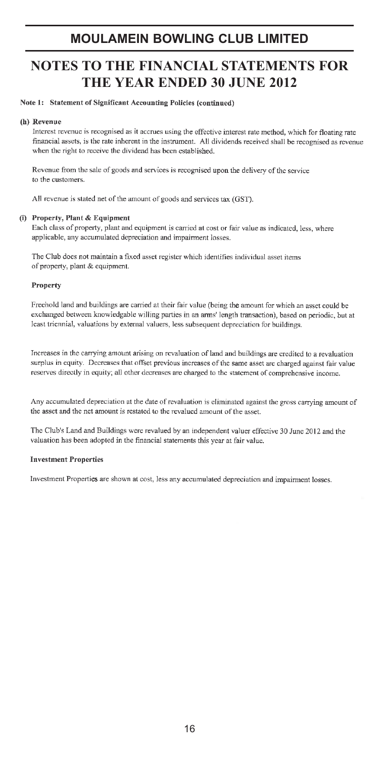# MOULAMEIN BOWLING CLUB LIMITED

# NOTES TO THE FINANCIAL STATEMENTS FOR THE YEAR ENDED 30 JUNE 2012

**Note 1: Statement of Significant Accounting Policies (continued)**

**(h) Revenue**

Interest revenue is recognised as it accrues using the effective interest rate method, which for floating rate financial assets, is the rate inherent in the instrument. All dividends received shall be recognised as revenue when the right to receive the dividend has been established.

Revenue from the sale of goods and services is recognised upon the delivery of the service to the customers.

All revenue is stated net of the amount of goods and services tax (GST).

**(i) Property, Plant & Equipment**

Each class of property, plant and equipment is carried at cost or fair value as indicated, less, where applicable, any accumulated depreciation and impairment losses.

The Club does not maintain a fixed asset register which identifies individual asset items of property, plant & equipment.

**Property**

Freehold land and buildings are carried at their fair value (being the amount for which an asset could be exchanged between knowledgable willing parties in an arms' length transaction), based on periodic, but at least triennial, valuations by external valuers, less subsequent depreciation for buildings.

Increases in the carrying amount arising on revaluation of land and buildings are credited to a revaluation surplus in equity. Decreases that offset previous increases of the same asset are charged against fair value reserves directly in equity; all other decreases are charged to the statement of comprehensive income.

Any accumulated depreciation at the date of revaluation is eliminated against the gross carrying amount of the asset and the net amount is restated to the revalued amount of the asset.

The Club's Land and Buildings were revalued by an independent valuer effective 30 June 2012 and the valuation has been adopted in the financial statements this year at fair value.

**Investment Properties**

Investment Properties are shown at cost, less any accumulated depreciation and impairment losses.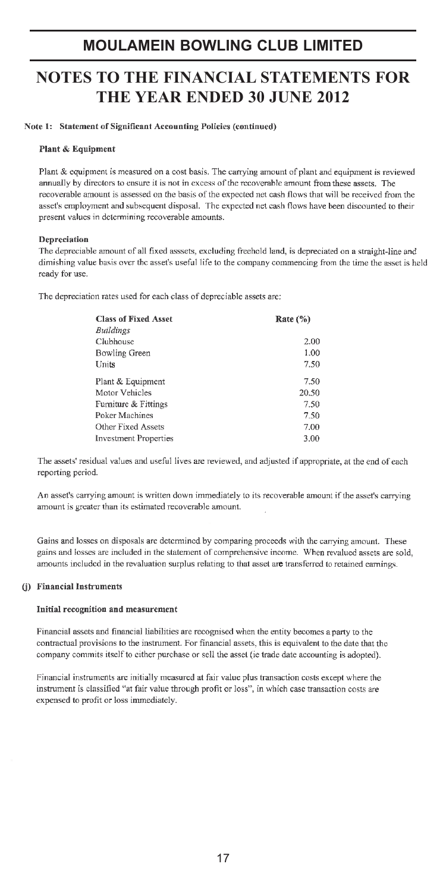# MOULAMEIN BOWLING CLUB LIMITED

# NOTES TO THE FINANCIAL STATEMENTS FOR THE YEAR ENDED 30 JUNE 2012

**Note 1: Statement of Significant Accounting Policies (continued)**

**Plant & Equipment**

Plant & equipment is measured on a cost basis. The carrying amount of plant and equipment is reviewed annually by directors to ensure it is not in excess of the recoverable amount from these assets. The recoverable amount is assessed on the basis of the expected net cash flows that will be received from the asset's employment and subsequent disposal. The expected net cash flows have been discounted to their present values in determining recoverable amounts.

**Depreciation**

The depreciable amount of all fixed asssets, excluding freehold land, is depreciated on a straight-line and dimishing value basis over the asset's useful life to the company commencing from the time the asset is held ready for use.

The depreciation rates used for each class of depreciable assets are:

| Class of Fixed Asset | Rate (%) |
|---|---|
| *Buildings* | |
| Clubhouse | 2.00 |
| Bowling Green | 1.00 |
| Units | 7.50 |
| Plant & Equipment | 7.50 |
| Motor Vehicles | 20.50 |
| Furniture & Fittings | 7.50 |
| Poker Machines | 7.50 |
| Other Fixed Assets | 7.00 |
| Investment Properties | 3.00 |

The assets' residual values and useful lives are reviewed, and adjusted if appropriate, at the end of each reporting period.

An asset's carrying amount is written down immediately to its recoverable amount if the asset's carrying amount is greater than its estimated recoverable amount.

Gains and losses on disposals are determined by comparing proceeds with the carrying amount. These gains and losses are included in the statement of comprehensive income. When revalued assets are sold, amounts included in the revaluation surplus relating to that asset are transferred to retained earnings.

**(j) Financial Instruments**

**Initial recognition and measurement**

Financial assets and financial liabilities are recognised when the entity becomes a party to the contractual provisions to the instrument. For financial assets, this is equivalent to the date that the company commits itself to either purchase or sell the asset (ie trade date accounting is adopted).

Financial instruments are initially measured at fair value plus transaction costs except where the instrument is classified "at fair value through profit or loss", in which case transaction costs are expensed to profit or loss immediately.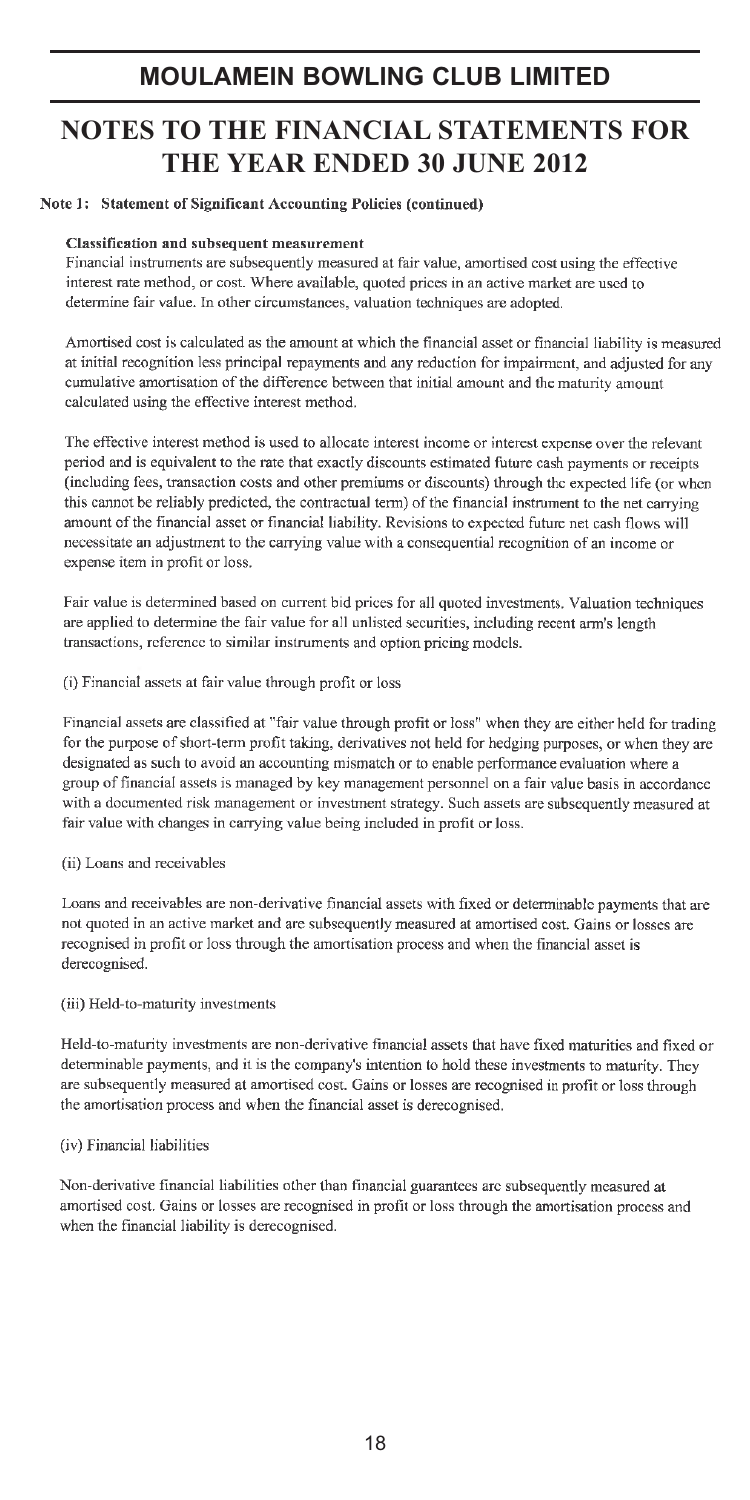# MOULAMEIN BOWLING CLUB LIMITED

# NOTES TO THE FINANCIAL STATEMENTS FOR THE YEAR ENDED 30 JUNE 2012

**Note 1: Statement of Significant Accounting Policies (continued)**

**Classification and subsequent measurement**

Financial instruments are subsequently measured at fair value, amortised cost using the effective interest rate method, or cost. Where available, quoted prices in an active market are used to determine fair value. In other circumstances, valuation techniques are adopted.

Amortised cost is calculated as the amount at which the financial asset or financial liability is measured at initial recognition less principal repayments and any reduction for impairment, and adjusted for any cumulative amortisation of the difference between that initial amount and the maturity amount calculated using the effective interest method.

The effective interest method is used to allocate interest income or interest expense over the relevant period and is equivalent to the rate that exactly discounts estimated future cash payments or receipts (including fees, transaction costs and other premiums or discounts) through the expected life (or when this cannot be reliably predicted, the contractual term) of the financial instrument to the net carrying amount of the financial asset or financial liability. Revisions to expected future net cash flows will necessitate an adjustment to the carrying value with a consequential recognition of an income or expense item in profit or loss.

Fair value is determined based on current bid prices for all quoted investments. Valuation techniques are applied to determine the fair value for all unlisted securities, including recent arm's length transactions, reference to similar instruments and option pricing models.

(i) Financial assets at fair value through profit or loss

Financial assets are classified at "fair value through profit or loss" when they are either held for trading for the purpose of short-term profit taking, derivatives not held for hedging purposes, or when they are designated as such to avoid an accounting mismatch or to enable performance evaluation where a group of financial assets is managed by key management personnel on a fair value basis in accordance with a documented risk management or investment strategy. Such assets are subsequently measured at fair value with changes in carrying value being included in profit or loss.

(ii) Loans and receivables

Loans and receivables are non-derivative financial assets with fixed or determinable payments that are not quoted in an active market and are subsequently measured at amortised cost. Gains or losses are recognised in profit or loss through the amortisation process and when the financial asset is derecognised.

(iii) Held-to-maturity investments

Held-to-maturity investments are non-derivative financial assets that have fixed maturities and fixed or determinable payments, and it is the company's intention to hold these investments to maturity. They are subsequently measured at amortised cost. Gains or losses are recognised in profit or loss through the amortisation process and when the financial asset is derecognised.

(iv) Financial liabilities

Non-derivative financial liabilities other than financial guarantees are subsequently measured at amortised cost. Gains or losses are recognised in profit or loss through the amortisation process and when the financial liability is derecognised.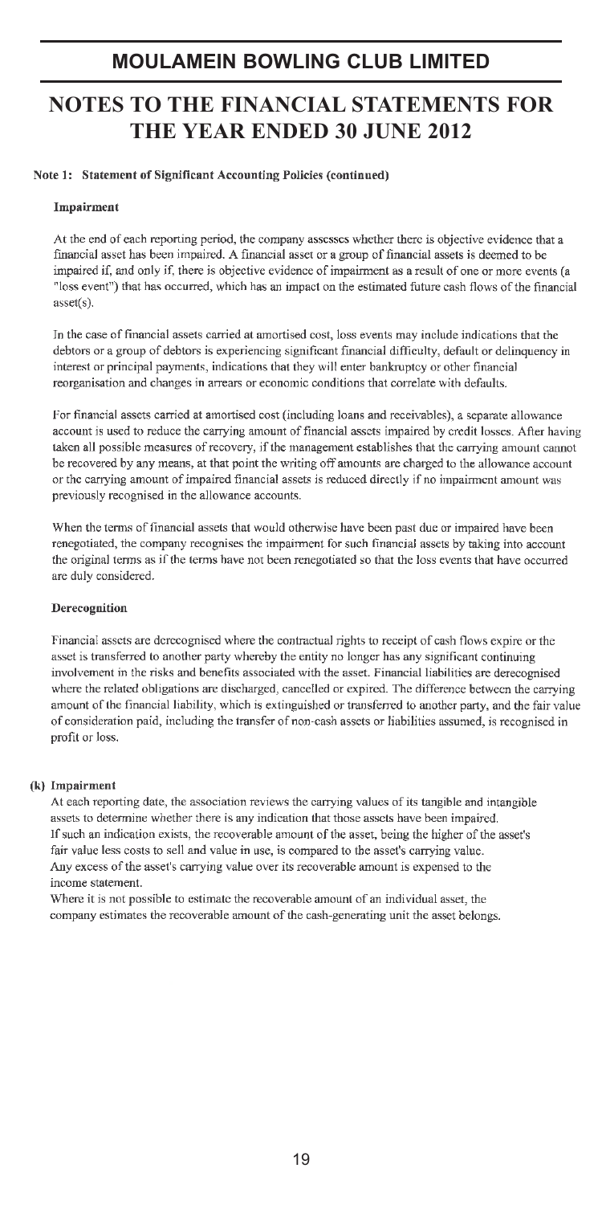# MOULAMEIN BOWLING CLUB LIMITED

# NOTES TO THE FINANCIAL STATEMENTS FOR THE YEAR ENDED 30 JUNE 2012

### Note 1: Statement of Significant Accounting Policies (continued)

#### Impairment

At the end of each reporting period, the company assesses whether there is objective evidence that a financial asset has been impaired. A financial asset or a group of financial assets is deemed to be impaired if, and only if, there is objective evidence of impairment as a result of one or more events (a "loss event") that has occurred, which has an impact on the estimated future cash flows of the financial asset(s).

In the case of financial assets carried at amortised cost, loss events may include indications that the debtors or a group of debtors is experiencing significant financial difficulty, default or delinquency in interest or principal payments, indications that they will enter bankruptcy or other financial reorganisation and changes in arrears or economic conditions that correlate with defaults.

For financial assets carried at amortised cost (including loans and receivables), a separate allowance account is used to reduce the carrying amount of financial assets impaired by credit losses. After having taken all possible measures of recovery, if the management establishes that the carrying amount cannot be recovered by any means, at that point the writing off amounts are charged to the allowance account or the carrying amount of impaired financial assets is reduced directly if no impairment amount was previously recognised in the allowance accounts.

When the terms of financial assets that would otherwise have been past due or impaired have been renegotiated, the company recognises the impairment for such financial assets by taking into account the original terms as if the terms have not been renegotiated so that the loss events that have occurred are duly considered.

#### Derecognition

Financial assets are derecognised where the contractual rights to receipt of cash flows expire or the asset is transferred to another party whereby the entity no longer has any significant continuing involvement in the risks and benefits associated with the asset. Financial liabilities are derecognised where the related obligations are discharged, cancelled or expired. The difference between the carrying amount of the financial liability, which is extinguished or transferred to another party, and the fair value of consideration paid, including the transfer of non-cash assets or liabilities assumed, is recognised in profit or loss.

#### (k) Impairment

At each reporting date, the association reviews the carrying values of its tangible and intangible assets to determine whether there is any indication that those assets have been impaired. If such an indication exists, the recoverable amount of the asset, being the higher of the asset's fair value less costs to sell and value in use, is compared to the asset's carrying value. Any excess of the asset's carrying value over its recoverable amount is expensed to the income statement.

Where it is not possible to estimate the recoverable amount of an individual asset, the company estimates the recoverable amount of the cash-generating unit the asset belongs.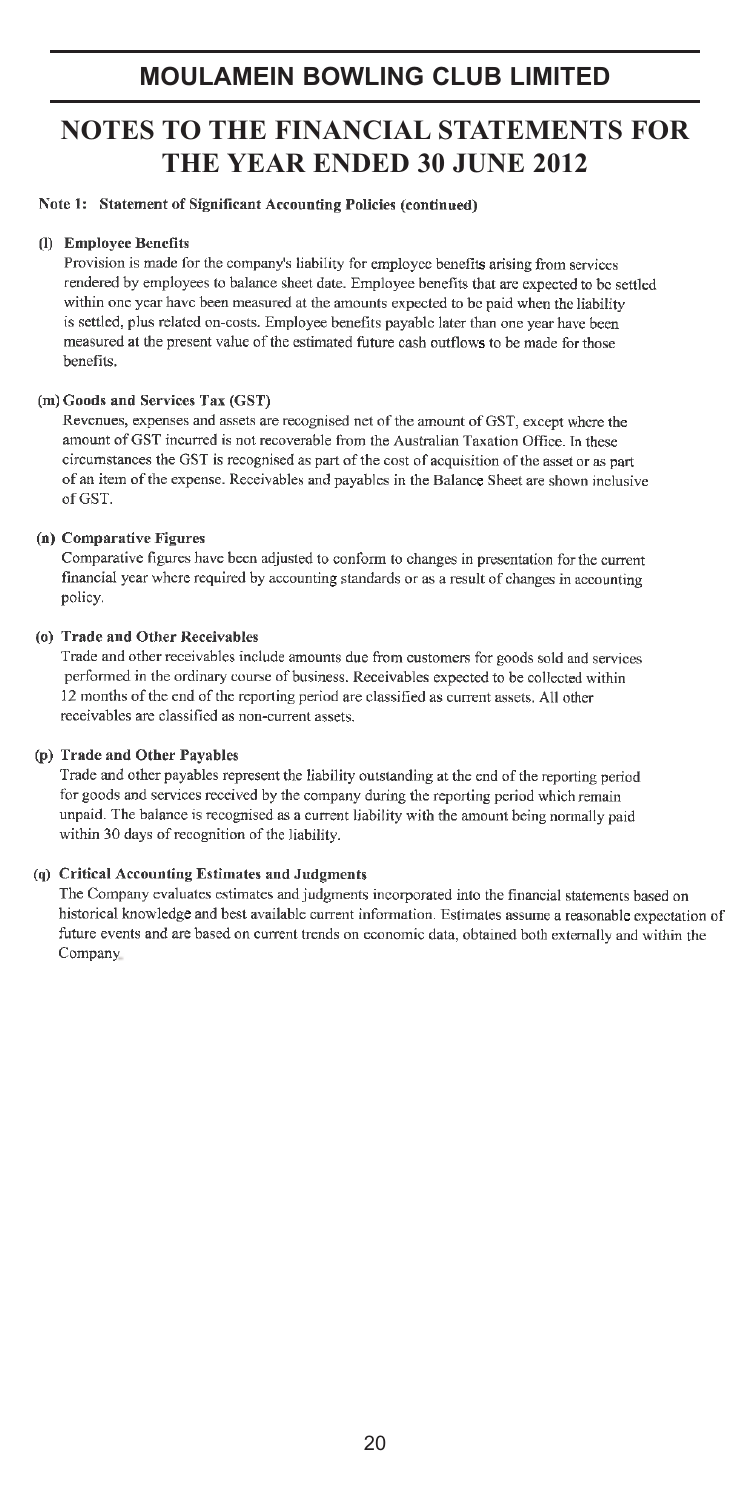# MOULAMEIN BOWLING CLUB LIMITED

# NOTES TO THE FINANCIAL STATEMENTS FOR THE YEAR ENDED 30 JUNE 2012

**Note 1: Statement of Significant Accounting Policies (continued)**

**(l) Employee Benefits**

Provision is made for the company's liability for employee benefits arising from services rendered by employees to balance sheet date. Employee benefits that are expected to be settled within one year have been measured at the amounts expected to be paid when the liability is settled, plus related on-costs. Employee benefits payable later than one year have been measured at the present value of the estimated future cash outflows to be made for those benefits.

**(m) Goods and Services Tax (GST)**

Revenues, expenses and assets are recognised net of the amount of GST, except where the amount of GST incurred is not recoverable from the Australian Taxation Office. In these circumstances the GST is recognised as part of the cost of acquisition of the asset or as part of an item of the expense. Receivables and payables in the Balance Sheet are shown inclusive of GST.

**(n) Comparative Figures**

Comparative figures have been adjusted to conform to changes in presentation for the current financial year where required by accounting standards or as a result of changes in accounting policy.

**(o) Trade and Other Receivables**

Trade and other receivables include amounts due from customers for goods sold and services performed in the ordinary course of business. Receivables expected to be collected within 12 months of the end of the reporting period are classified as current assets. All other receivables are classified as non-current assets.

**(p) Trade and Other Payables**

Trade and other payables represent the liability outstanding at the end of the reporting period for goods and services received by the company during the reporting period which remain unpaid. The balance is recognised as a current liability with the amount being normally paid within 30 days of recognition of the liability.

**(q) Critical Accounting Estimates and Judgments**

The Company evaluates estimates and judgments incorporated into the financial statements based on historical knowledge and best available current information. Estimates assume a reasonable expectation of future events and are based on current trends on economic data, obtained both externally and within the Company.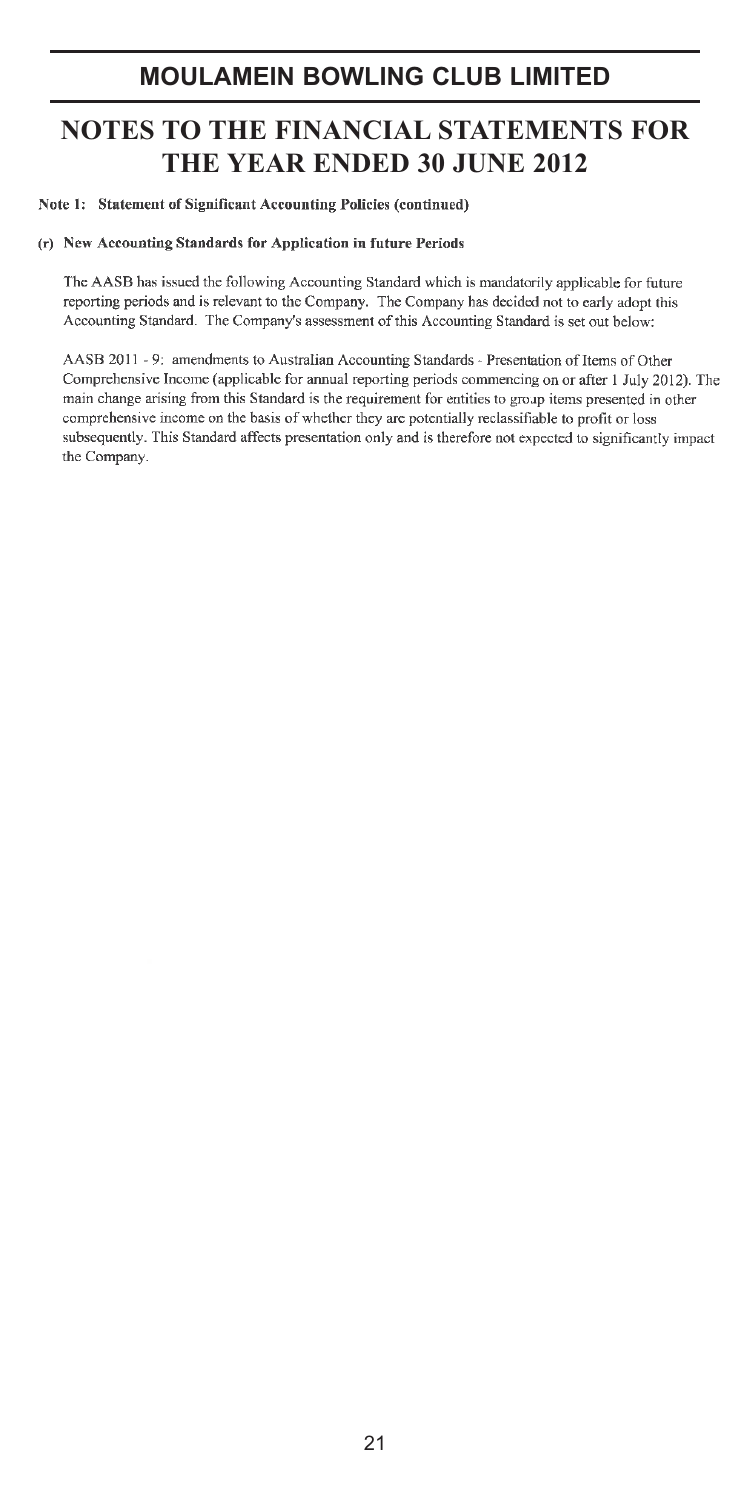# MOULAMEIN BOWLING CLUB LIMITED

# NOTES TO THE FINANCIAL STATEMENTS FOR THE YEAR ENDED 30 JUNE 2012

**Note 1: Statement of Significant Accounting Policies (continued)**

**(r) New Accounting Standards for Application in future Periods**

The AASB has issued the following Accounting Standard which is mandatorily applicable for future reporting periods and is relevant to the Company. The Company has decided not to early adopt this Accounting Standard. The Company's assessment of this Accounting Standard is set out below:

AASB 2011 - 9: amendments to Australian Accounting Standards - Presentation of Items of Other Comprehensive Income (applicable for annual reporting periods commencing on or after 1 July 2012). The main change arising from this Standard is the requirement for entities to group items presented in other comprehensive income on the basis of whether they are potentially reclassifiable to profit or loss subsequently. This Standard affects presentation only and is therefore not expected to significantly impact the Company.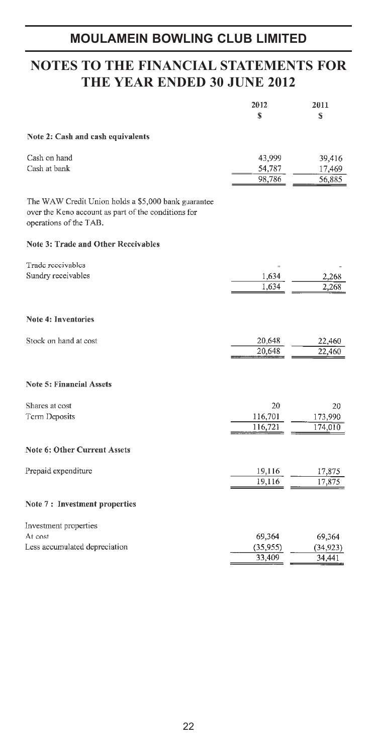# MOULAMEIN BOWLING CLUB LIMITED

## NOTES TO THE FINANCIAL STATEMENTS FOR THE YEAR ENDED 30 JUNE 2012

| | 2012 $ | 2011 $ |
|---|---|---|
| **Note 2: Cash and cash equivalents** | | |
| Cash on hand | 43,999 | 39,416 |
| Cash at bank | 54,787 | 17,469 |
| | 98,786 | 56,885 |

The WAW Credit Union holds a $5,000 bank guarantee over the Keno account as part of the conditions for operations of the TAB.

| | 2012 $ | 2011 $ |
|---|---|---|
| **Note 3: Trade and Other Receivables** | | |
| Trade receivables | - | - |
| Sundry receivables | 1,634 | 2,268 |
| | 1,634 | 2,268 |
| **Note 4: Inventories** | | |
| Stock on hand at cost | 20,648 | 22,460 |
| | 20,648 | 22,460 |
| **Note 5: Financial Assets** | | |
| Shares at cost | 20 | 20 |
| Term Deposits | 116,701 | 173,990 |
| | 116,721 | 174,010 |
| **Note 6: Other Current Assets** | | |
| Prepaid expenditure | 19,116 | 17,875 |
| | 19,116 | 17,875 |
| **Note 7 : Investment properties** | | |
| Investment properties | | |
| At cost | 69,364 | 69,364 |
| Less accumulated depreciation | (35,955) | (34,923) |
| | 33,409 | 34,441 |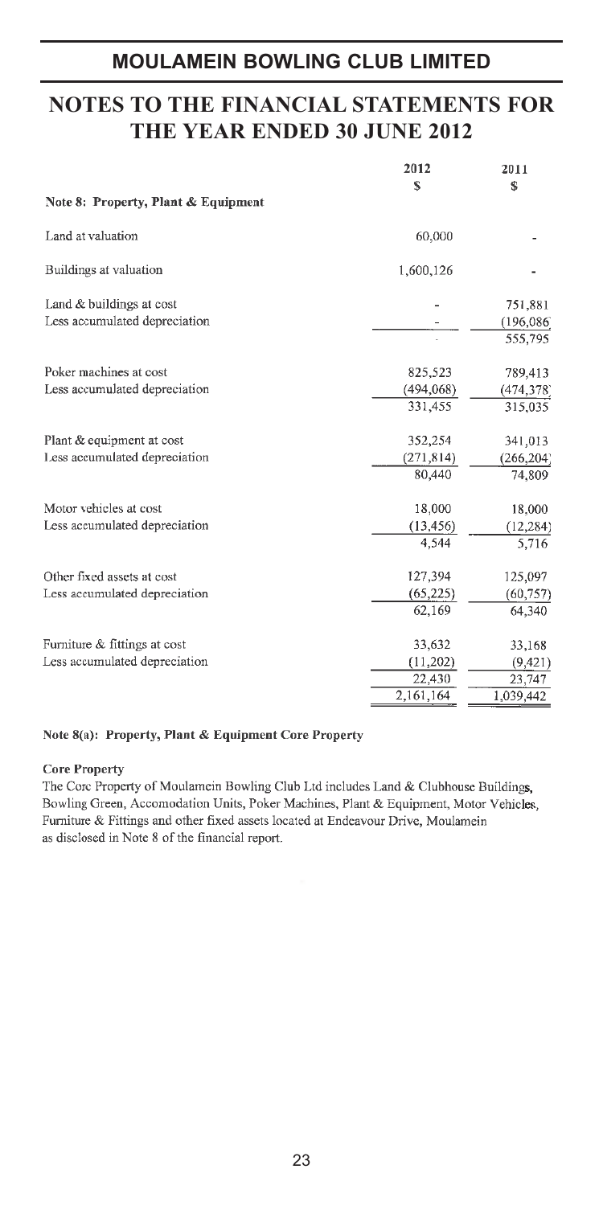# MOULAMEIN BOWLING CLUB LIMITED

# NOTES TO THE FINANCIAL STATEMENTS FOR THE YEAR ENDED 30 JUNE 2012

| | 2012 | 2011 |
|---|---|---|
| | $ | $ |
| **Note 8: Property, Plant & Equipment** | | |
| Land at valuation | 60,000 | - |
| Buildings at valuation | 1,600,126 | - |
| Land & buildings at cost | - | 751,881 |
| Less accumulated depreciation | - | (196,086) |
| | - | 555,795 |
| Poker machines at cost | 825,523 | 789,413 |
| Less accumulated depreciation | (494,068) | (474,378) |
| | 331,455 | 315,035 |
| Plant & equipment at cost | 352,254 | 341,013 |
| Less accumulated depreciation | (271,814) | (266,204) |
| | 80,440 | 74,809 |
| Motor vehicles at cost | 18,000 | 18,000 |
| Less accumulated depreciation | (13,456) | (12,284) |
| | 4,544 | 5,716 |
| Other fixed assets at cost | 127,394 | 125,097 |
| Less accumulated depreciation | (65,225) | (60,757) |
| | 62,169 | 64,340 |
| Furniture & fittings at cost | 33,632 | 33,168 |
| Less accumulated depreciation | (11,202) | (9,421) |
| | 22,430 | 23,747 |
| | 2,161,164 | 1,039,442 |

**Note 8(a): Property, Plant & Equipment Core Property**

**Core Property**

The Core Property of Moulamein Bowling Club Ltd includes Land & Clubhouse Buildings, Bowling Green, Accomodation Units, Poker Machines, Plant & Equipment, Motor Vehicles, Furniture & Fittings and other fixed assets located at Endeavour Drive, Moulamein as disclosed in Note 8 of the financial report.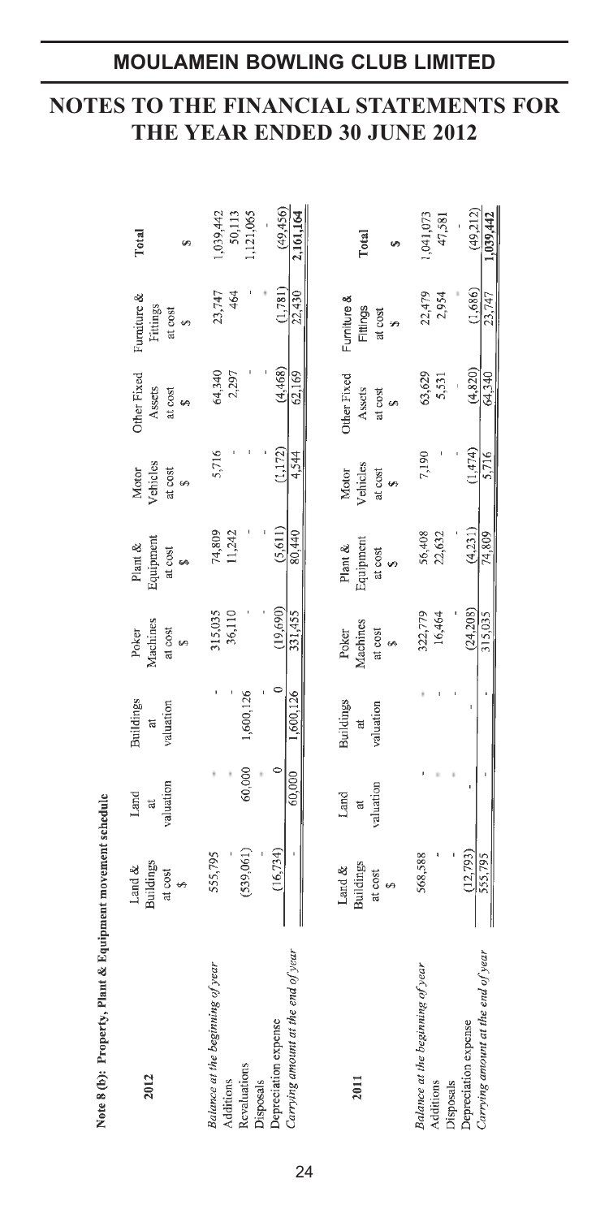# MOULAMEIN BOWLING CLUB LIMITED

# NOTES TO THE FINANCIAL STATEMENTS FOR THE YEAR ENDED 30 JUNE 2012

**Note 8 (b): Property, Plant & Equipment movement schedule**

| 2012 | Land & Buildings at cost $ | Land at valuation | Buildings at valuation | Poker Machines at cost $ | Plant & Equipment at cost $ | Motor Vehicles at cost $ | Other Fixed Assets at cost $ | Furniture & Fittings at cost $ | Total $ |
|---|---|---|---|---|---|---|---|---|---|
| *Balance at the beginning of year* | 555,795 | - | - | 315,035 | 74,809 | 5,716 | 64,340 | 23,747 | 1,039,442 |
| Additions | - | - | - | 36,110 | 11,242 | - | 2,297 | 464 | 50,113 |
| Revaluations | (539,061) | 60,000 | 1,600,126 | - | - | - | - | - | 1,121,065 |
| Disposals | - | - | - | - | - | - | - | - | - |
| Depreciation expense | (16,734) | 0 | 0 | (19,690) | (5,611) | (1,172) | (4,468) | (1,781) | (49,456) |
| *Carrying amount at the end of year* | - | 60,000 | 1,600,126 | 331,455 | 80,440 | 4,544 | 62,169 | 22,430 | 2,161,164 |

| 2011 | Land & Buildings at cost $ | Land at valuation | Buildings at valuation | Poker Machines at cost $ | Plant & Equipment at cost $ | Motor Vehicles at cost $ | Other Fixed Assets at cost $ | Furniture & Fittings at cost $ | Total $ |
|---|---|---|---|---|---|---|---|---|---|
| *Balance at the beginning of year* | 568,588 | - | - | 322,779 | 56,408 | 7,190 | 63,629 | 22,479 | 1,041,073 |
| Additions | - | - | - | 16,464 | 22,632 | - | 5,531 | 2,954 | 47,581 |
| Disposals | - | - | - | - | - | - | - | - | - |
| Depreciation expense | (12,793) | - | - | (24,208) | (4,231) | (1,474) | (4,820) | (1,686) | (49,212) |
| *Carrying amount at the end of year* | 555,795 | - | - | 315,035 | 74,809 | 5,716 | 64,340 | 23,747 | 1,039,442 |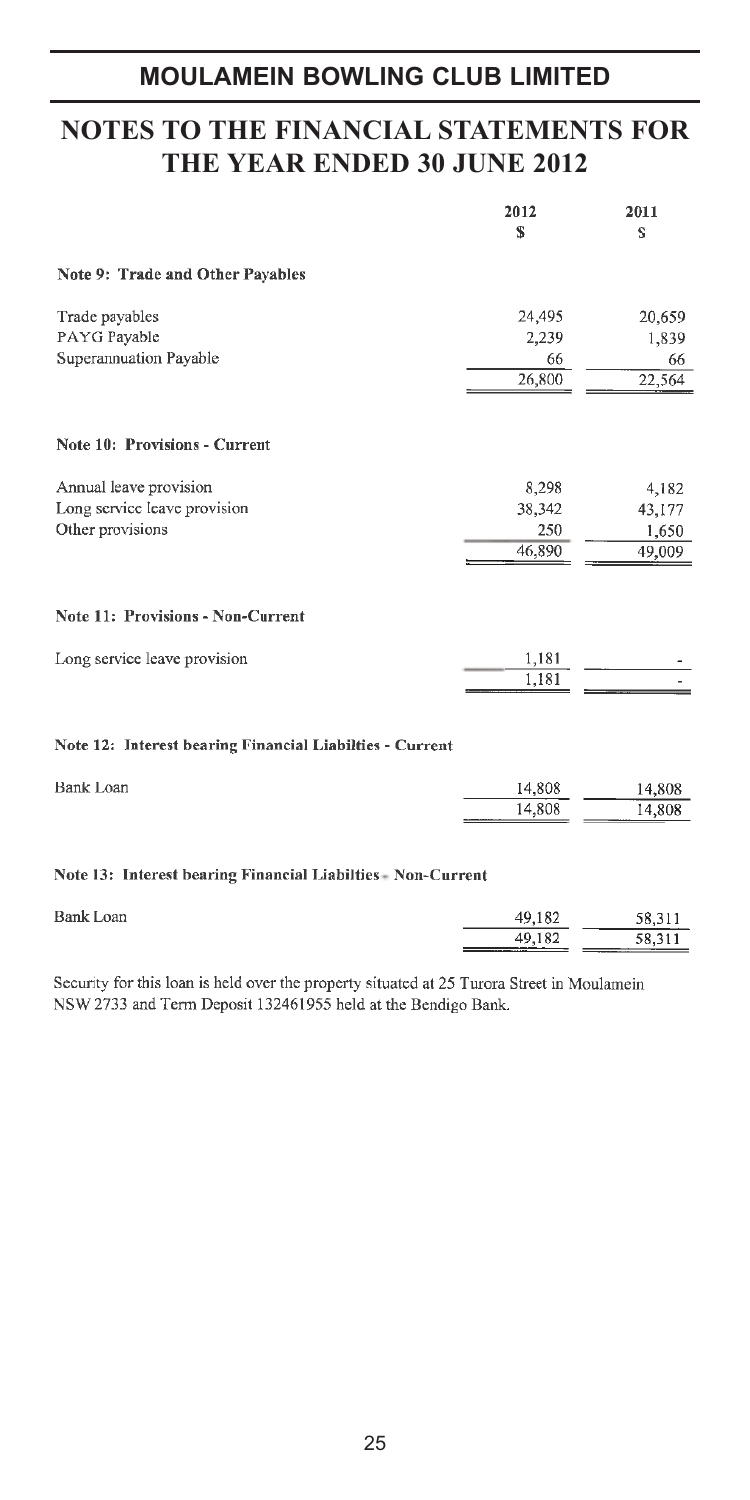# MOULAMEIN BOWLING CLUB LIMITED

## NOTES TO THE FINANCIAL STATEMENTS FOR THE YEAR ENDED 30 JUNE 2012

| | 2012 | 2011 |
|---|---|---|
| | $ | $ |
| **Note 9: Trade and Other Payables** | | |
| Trade payables | 24,495 | 20,659 |
| PAYG Payable | 2,239 | 1,839 |
| Superannuation Payable | 66 | 66 |
| | 26,800 | 22,564 |
| **Note 10: Provisions - Current** | | |
| Annual leave provision | 8,298 | 4,182 |
| Long service leave provision | 38,342 | 43,177 |
| Other provisions | 250 | 1,650 |
| | 46,890 | 49,009 |
| **Note 11: Provisions - Non-Current** | | |
| Long service leave provision | 1,181 | - |
| | 1,181 | - |
| **Note 12: Interest bearing Financial Liabilties - Current** | | |
| Bank Loan | 14,808 | 14,808 |
| | 14,808 | 14,808 |
| **Note 13: Interest bearing Financial Liabilties - Non-Current** | | |
| Bank Loan | 49,182 | 58,311 |
| | 49,182 | 58,311 |

Security for this loan is held over the property situated at 25 Turora Street in Moulamein NSW 2733 and Term Deposit 132461955 held at the Bendigo Bank.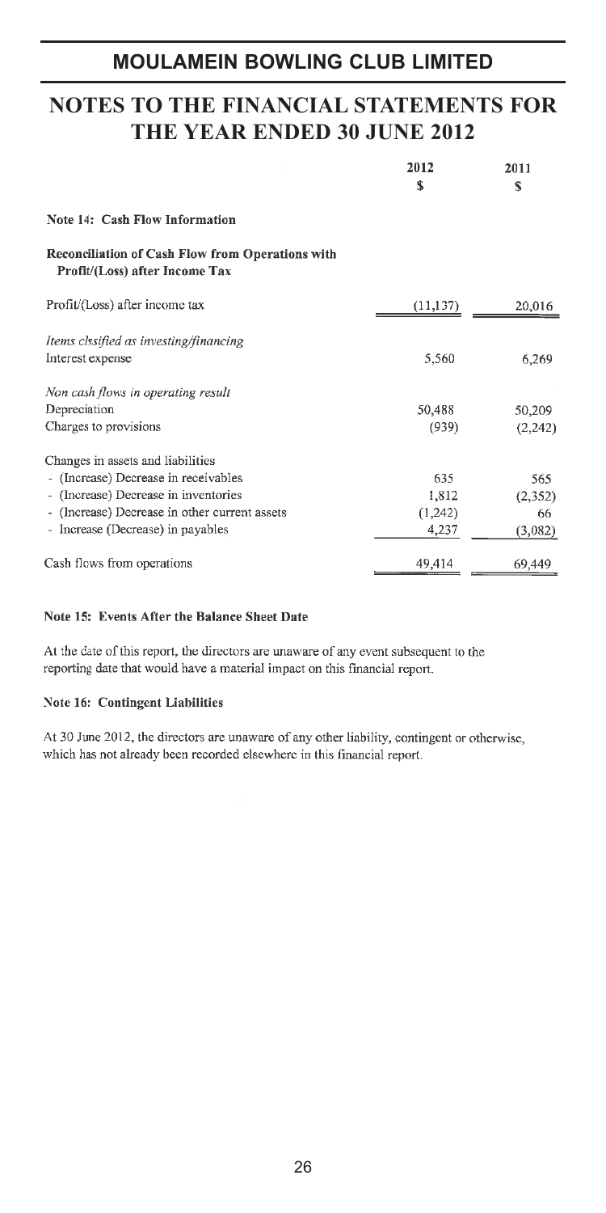# MOULAMEIN BOWLING CLUB LIMITED

# NOTES TO THE FINANCIAL STATEMENTS FOR THE YEAR ENDED 30 JUNE 2012

| | 2012 | 2011 |
|---|---|---|
| | $ | $ |
| **Note 14: Cash Flow Information** | | |
| **Reconciliation of Cash Flow from Operations with Profit/(Loss) after Income Tax** | | |
| Profit/(Loss) after income tax | (11,137) | 20,016 |
| *Items clssified as investing/financing* | | |
| Interest expense | 5,560 | 6,269 |
| *Non cash flows in operating result* | | |
| Depreciation | 50,488 | 50,209 |
| Charges to provisions | (939) | (2,242) |
| Changes in assets and liabilities | | |
| - (Increase) Decrease in receivables | 635 | 565 |
| - (Increase) Decrease in inventories | 1,812 | (2,352) |
| - (Increase) Decrease in other current assets | (1,242) | 66 |
| - Increase (Decrease) in payables | 4,237 | (3,082) |
| Cash flows from operations | 49,414 | 69,449 |

**Note 15: Events After the Balance Sheet Date**

At the date of this report, the directors are unaware of any event subsequent to the reporting date that would have a material impact on this financial report.

**Note 16: Contingent Liabilities**

At 30 June 2012, the directors are unaware of any other liability, contingent or otherwise, which has not already been recorded elsewhere in this financial report.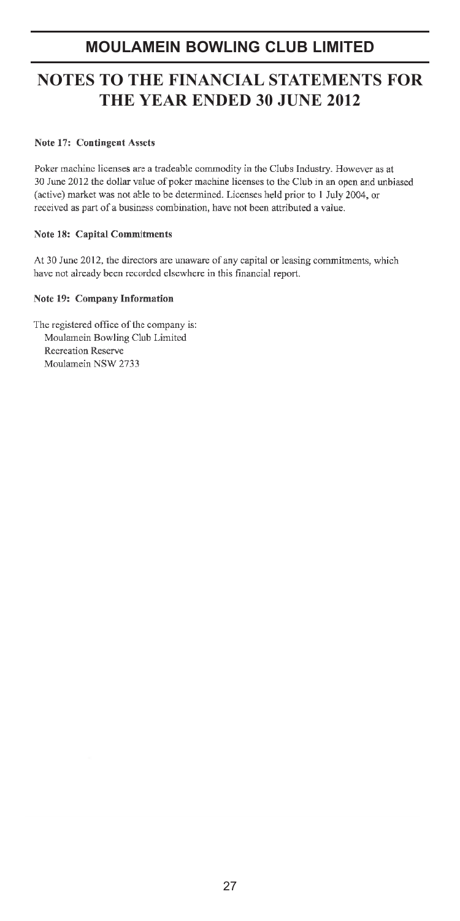# MOULAMEIN BOWLING CLUB LIMITED

# NOTES TO THE FINANCIAL STATEMENTS FOR THE YEAR ENDED 30 JUNE 2012

**Note 17: Contingent Assets**

Poker machine licenses are a tradeable commodity in the Clubs Industry. However as at 30 June 2012 the dollar value of poker machine licenses to the Club in an open and unbiased (active) market was not able to be determined. Licenses held prior to 1 July 2004, or received as part of a business combination, have not been attributed a value.

**Note 18: Capital Commitments**

At 30 June 2012, the directors are unaware of any capital or leasing commitments, which have not already been recorded elsewhere in this financial report.

**Note 19: Company Information**

The registered office of the company is:
Moulamein Bowling Club Limited
Recreation Reserve
Moulamein NSW 2733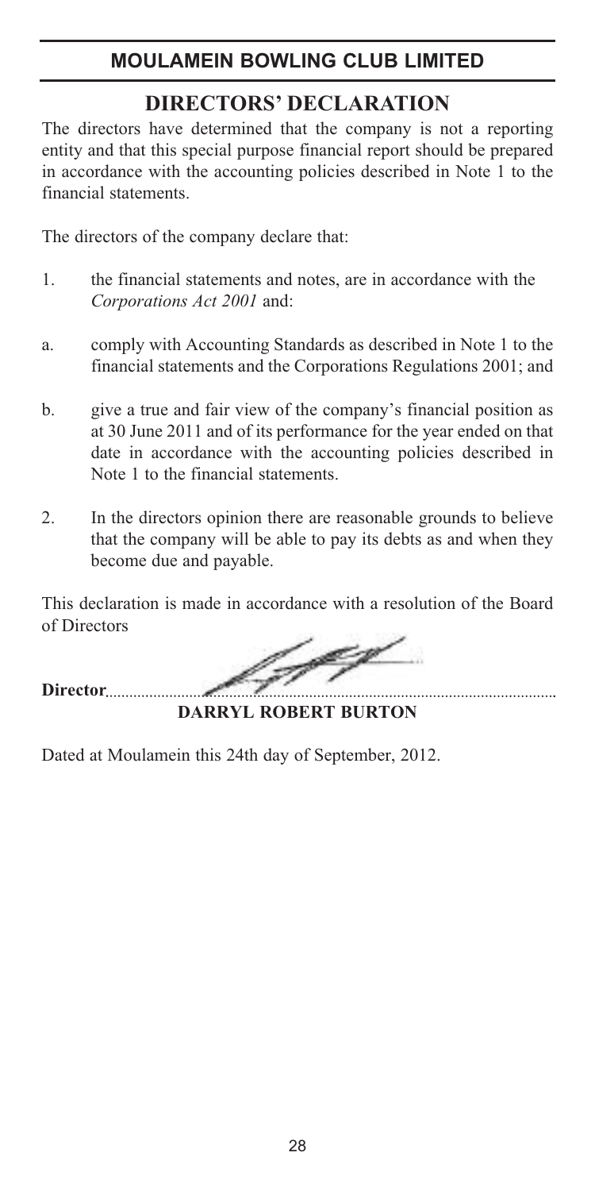# MOULAMEIN BOWLING CLUB LIMITED

## DIRECTORS' DECLARATION

The directors have determined that the company is not a reporting entity and that this special purpose financial report should be prepared in accordance with the accounting policies described in Note 1 to the financial statements.

The directors of the company declare that:

1. the financial statements and notes, are in accordance with the *Corporations Act 2001* and:

   a. comply with Accounting Standards as described in Note 1 to the financial statements and the Corporations Regulations 2001; and

   b. give a true and fair view of the company's financial position as at 30 June 2011 and of its performance for the year ended on that date in accordance with the accounting policies described in Note 1 to the financial statements.

2. In the directors opinion there are reasonable grounds to believe that the company will be able to pay its debts as and when they become due and payable.

This declaration is made in accordance with a resolution of the Board of Directors

**Director**.............................................................................................

**DARRYL ROBERT BURTON**

Dated at Moulamein this 24th day of September, 2012.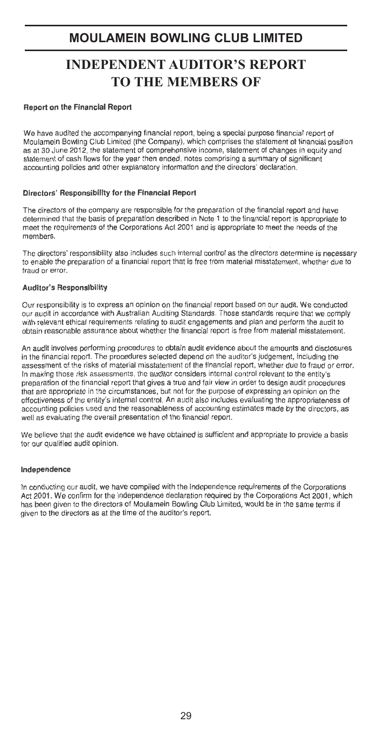# MOULAMEIN BOWLING CLUB LIMITED

## INDEPENDENT AUDITOR'S REPORT TO THE MEMBERS OF

### Report on the Financial Report

We have audited the accompanying financial report, being a special purpose financial report of Moulamein Bowling Club Limited (the Company), which comprises the statement of financial position as at 30 June 2012, the statement of comprehensive income, statement of changes in equity and statement of cash flows for the year then ended, notes comprising a summary of significant accounting policies and other explanatory information and the directors' declaration.

### Directors' Responsibility for the Financial Report

The directors of the company are responsible for the preparation of the financial report and have determined that the basis of preparation described in Note 1 to the financial report is appropriate to meet the requirements of the Corporations Act 2001 and is appropriate to meet the needs of the members.

The directors' responsibility also includes such internal control as the directors determine is necessary to enable the preparation of a financial report that is free from material misstatement, whether due to fraud or error.

### Auditor's Responsibility

Our responsibility is to express an opinion on the financial report based on our audit. We conducted our audit in accordance with Australian Auditing Standards. Those standards require that we comply with relevant ethical requirements relating to audit engagements and plan and perform the audit to obtain reasonable assurance about whether the financial report is free from material misstatement.

An audit involves performing procedures to obtain audit evidence about the amounts and disclosures in the financial report. The procedures selected depend on the auditor's judgement, including the assessment of the risks of material misstatement of the financial report, whether due to fraud or error. In making those risk assessments, the auditor considers internal control relevant to the entity's preparation of the financial report that gives a true and fair view in order to design audit procedures that are appropriate in the circumstances, but not for the purpose of expressing an opinion on the effectiveness of the entity's internal control. An audit also includes evaluating the appropriateness of accounting policies used and the reasonableness of accounting estimates made by the directors, as well as evaluating the overall presentation of the financial report.

We believe that the audit evidence we have obtained is sufficient and appropriate to provide a basis for our qualified audit opinion.

### Independence

In conducting our audit, we have complied with the independence requirements of the Corporations Act 2001. We confirm for the independence declaration required by the Corporations Act 2001, which has been given to the directors of Moulamein Bowling Club Limited, would be in the same terms if given to the directors as at the time of the auditor's report.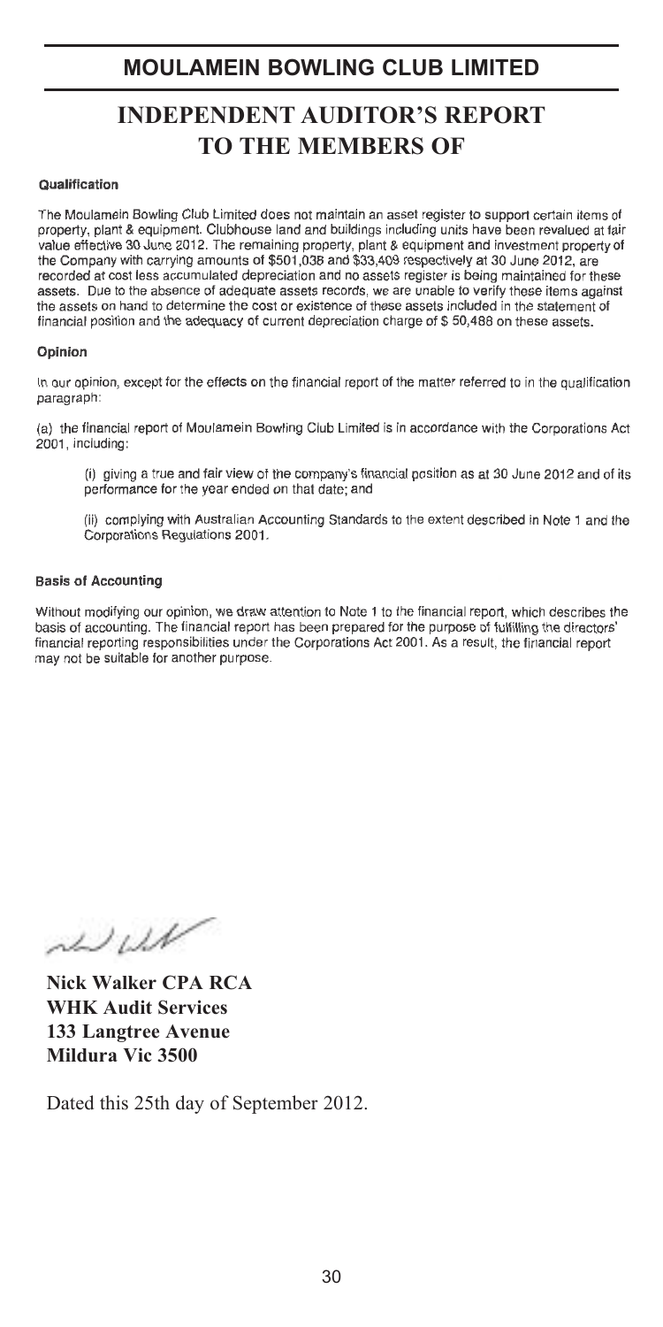# MOULAMEIN BOWLING CLUB LIMITED

## INDEPENDENT AUDITOR'S REPORT TO THE MEMBERS OF

**Qualification**

The Moulamein Bowling Club Limited does not maintain an asset register to support certain items of property, plant & equipment. Clubhouse land and buildings including units have been revalued at fair value effective 30 June 2012. The remaining property, plant & equipment and investment property of the Company with carrying amounts of $501,038 and $33,409 respectively at 30 June 2012, are recorded at cost less accumulated depreciation and no assets register is being maintained for these assets. Due to the absence of adequate assets records, we are unable to verify these items against the assets on hand to determine the cost or existence of these assets included in the statement of financial position and the adequacy of current depreciation charge of $ 50,488 on these assets.

**Opinion**

In our opinion, except for the effects on the financial report of the matter referred to in the qualification paragraph:

(a) the financial report of Moulamein Bowling Club Limited is in accordance with the Corporations Act 2001, including:

(i) giving a true and fair view of the company's financial position as at 30 June 2012 and of its performance for the year ended on that date; and

(ii) complying with Australian Accounting Standards to the extent described in Note 1 and the Corporations Regulations 2001.

**Basis of Accounting**

Without modifying our opinion, we draw attention to Note 1 to the financial report, which describes the basis of accounting. The financial report has been prepared for the purpose of fulfilling the directors' financial reporting responsibilities under the Corporations Act 2001. As a result, the financial report may not be suitable for another purpose.

**Nick Walker CPA RCA**
**WHK Audit Services**
**133 Langtree Avenue**
**Mildura Vic 3500**

Dated this 25th day of September 2012.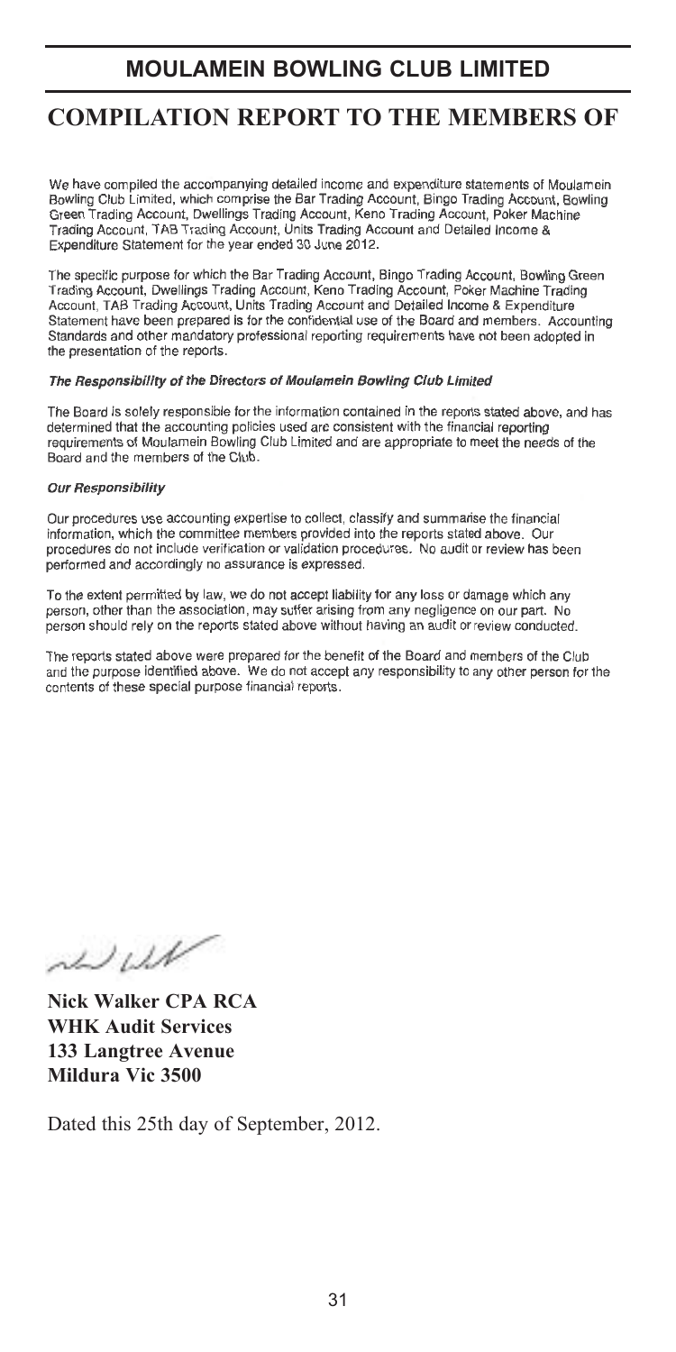# MOULAMEIN BOWLING CLUB LIMITED

## COMPILATION REPORT TO THE MEMBERS OF

We have compiled the accompanying detailed income and expenditure statements of Moulamein Bowling Club Limited, which comprise the Bar Trading Account, Bingo Trading Account, Bowling Green Trading Account, Dwellings Trading Account, Keno Trading Account, Poker Machine Trading Account, TAB Trading Account, Units Trading Account and Detailed Income & Expenditure Statement for the year ended 30 June 2012.

The specific purpose for which the Bar Trading Account, Bingo Trading Account, Bowling Green Trading Account, Dwellings Trading Account, Keno Trading Account, Poker Machine Trading Account, TAB Trading Account, Units Trading Account and Detailed Income & Expenditure Statement have been prepared is for the confidential use of the Board and members. Accounting Standards and other mandatory professional reporting requirements have not been adopted in the presentation of the reports.

***The Responsibility of the Directors of Moulamein Bowling Club Limited***

The Board is solely responsible for the information contained in the reports stated above, and has determined that the accounting policies used are consistent with the financial reporting requirements of Moulamein Bowling Club Limited and are appropriate to meet the needs of the Board and the members of the Club.

***Our Responsibility***

Our procedures use accounting expertise to collect, classify and summarise the financial information, which the committee members provided into the reports stated above. Our procedures do not include verification or validation procedures. No audit or review has been performed and accordingly no assurance is expressed.

To the extent permitted by law, we do not accept liability for any loss or damage which any person, other than the association, may suffer arising from any negligence on our part. No person should rely on the reports stated above without having an audit or review conducted.

The reports stated above were prepared for the benefit of the Board and members of the Club and the purpose identified above. We do not accept any responsibility to any other person for the contents of these special purpose financial reports.

**Nick Walker CPA RCA**
**WHK Audit Services**
**133 Langtree Avenue**
**Mildura Vic 3500**

Dated this 25th day of September, 2012.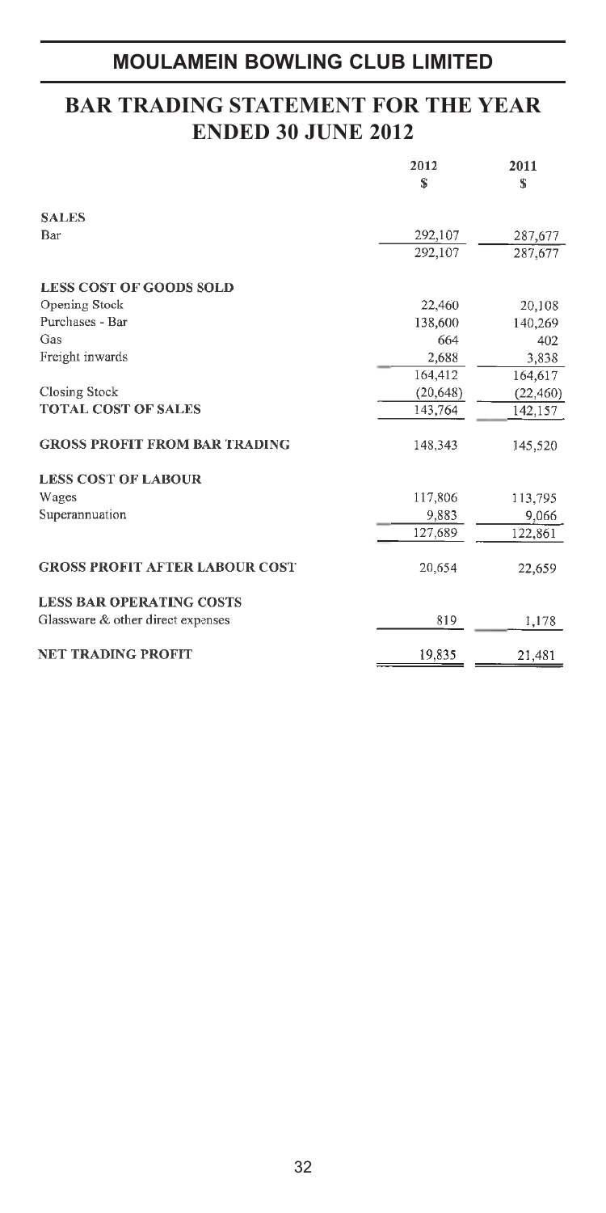# MOULAMEIN BOWLING CLUB LIMITED

## BAR TRADING STATEMENT FOR THE YEAR ENDED 30 JUNE 2012

| | 2012<br>$ | 2011<br>$ |
|---|---|---|
| **SALES** | | |
| Bar | 292,107 | 287,677 |
| | 292,107 | 287,677 |
| **LESS COST OF GOODS SOLD** | | |
| Opening Stock | 22,460 | 20,108 |
| Purchases - Bar | 138,600 | 140,269 |
| Gas | 664 | 402 |
| Freight inwards | 2,688 | 3,838 |
| | 164,412 | 164,617 |
| Closing Stock | (20,648) | (22,460) |
| **TOTAL COST OF SALES** | 143,764 | 142,157 |
| **GROSS PROFIT FROM BAR TRADING** | 148,343 | 145,520 |
| **LESS COST OF LABOUR** | | |
| Wages | 117,806 | 113,795 |
| Superannuation | 9,883 | 9,066 |
| | 127,689 | 122,861 |
| **GROSS PROFIT AFTER LABOUR COST** | 20,654 | 22,659 |
| **LESS BAR OPERATING COSTS** | | |
| Glassware & other direct expenses | 819 | 1,178 |
| **NET TRADING PROFIT** | 19,835 | 21,481 |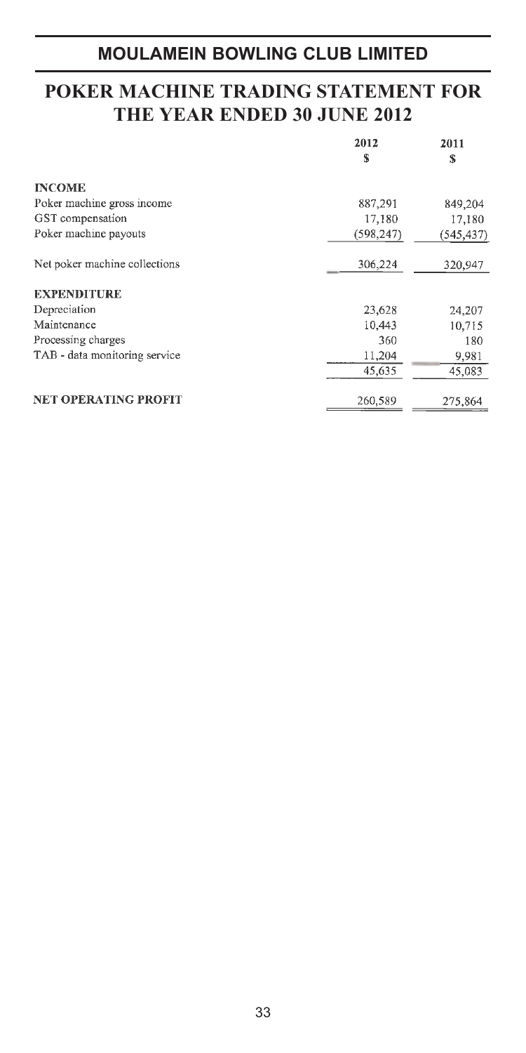## MOULAMEIN BOWLING CLUB LIMITED

# POKER MACHINE TRADING STATEMENT FOR THE YEAR ENDED 30 JUNE 2012

| | 2012<br>$ | 2011<br>$ |
|---|---|---|
| **INCOME** | | |
| Poker machine gross income | 887,291 | 849,204 |
| GST compensation | 17,180 | 17,180 |
| Poker machine payouts | (598,247) | (545,437) |
| Net poker machine collections | 306,224 | 320,947 |
| **EXPENDITURE** | | |
| Depreciation | 23,628 | 24,207 |
| Maintenance | 10,443 | 10,715 |
| Processing charges | 360 | 180 |
| TAB - data monitoring service | 11,204 | 9,981 |
| | 45,635 | 45,083 |
| **NET OPERATING PROFIT** | 260,589 | 275,864 |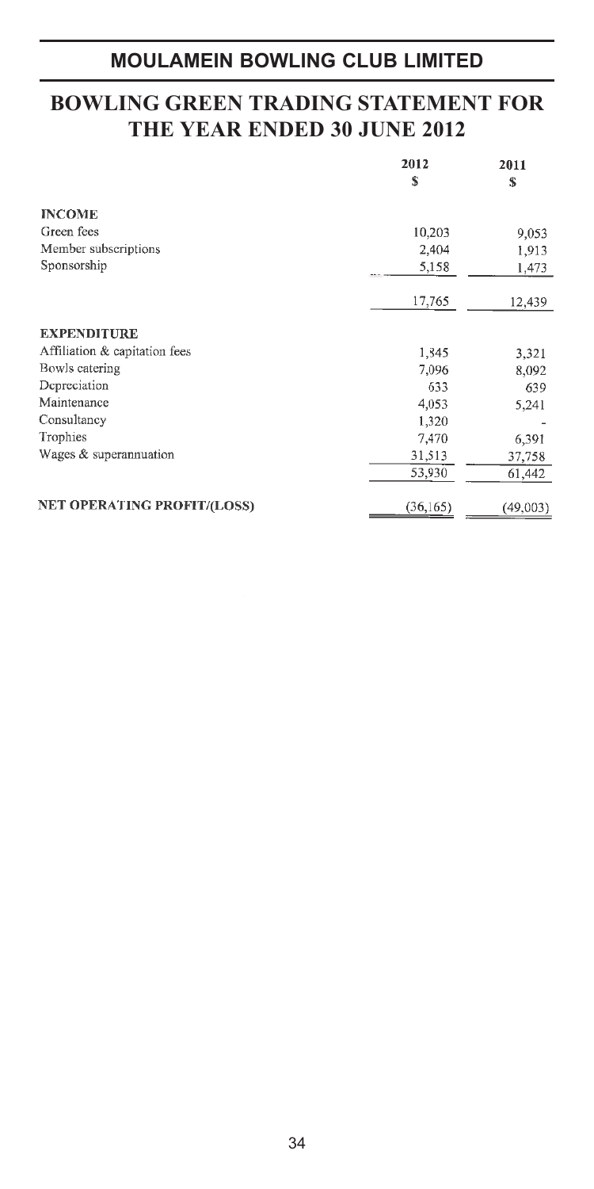# MOULAMEIN BOWLING CLUB LIMITED

## BOWLING GREEN TRADING STATEMENT FOR THE YEAR ENDED 30 JUNE 2012

| | 2012<br>$ | 2011<br>$ |
|---|---|---|
| **INCOME** | | |
| Green fees | 10,203 | 9,053 |
| Member subscriptions | 2,404 | 1,913 |
| Sponsorship | 5,158 | 1,473 |
| | 17,765 | 12,439 |
| **EXPENDITURE** | | |
| Affiliation & capitation fees | 1,845 | 3,321 |
| Bowls catering | 7,096 | 8,092 |
| Depreciation | 633 | 639 |
| Maintenance | 4,053 | 5,241 |
| Consultancy | 1,320 | - |
| Trophies | 7,470 | 6,391 |
| Wages & superannuation | 31,513 | 37,758 |
| | 53,930 | 61,442 |
| **NET OPERATING PROFIT/(LOSS)** | (36,165) | (49,003) |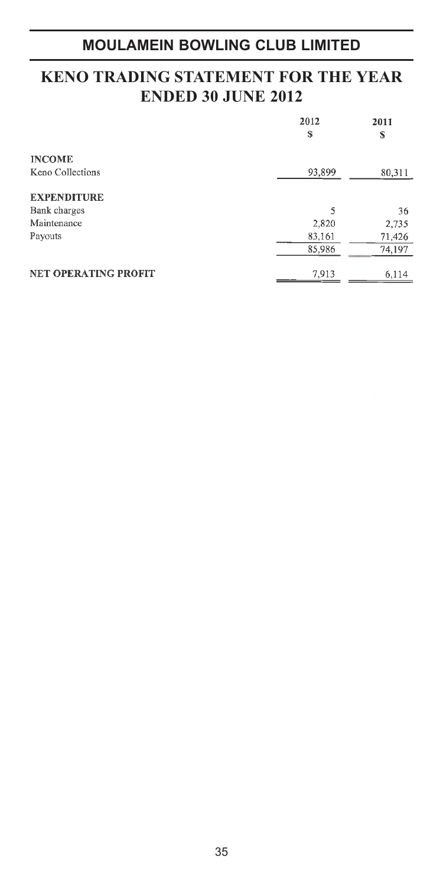# MOULAMEIN BOWLING CLUB LIMITED

## KENO TRADING STATEMENT FOR THE YEAR ENDED 30 JUNE 2012

| | 2012<br>$ | 2011<br>$ |
|---|---|---|
| **INCOME** | | |
| Keno Collections | 93,899 | 80,311 |
| **EXPENDITURE** | | |
| Bank charges | 5 | 36 |
| Maintenance | 2,820 | 2,735 |
| Payouts | 83,161 | 71,426 |
| | 85,986 | 74,197 |
| **NET OPERATING PROFIT** | 7,913 | 6,114 |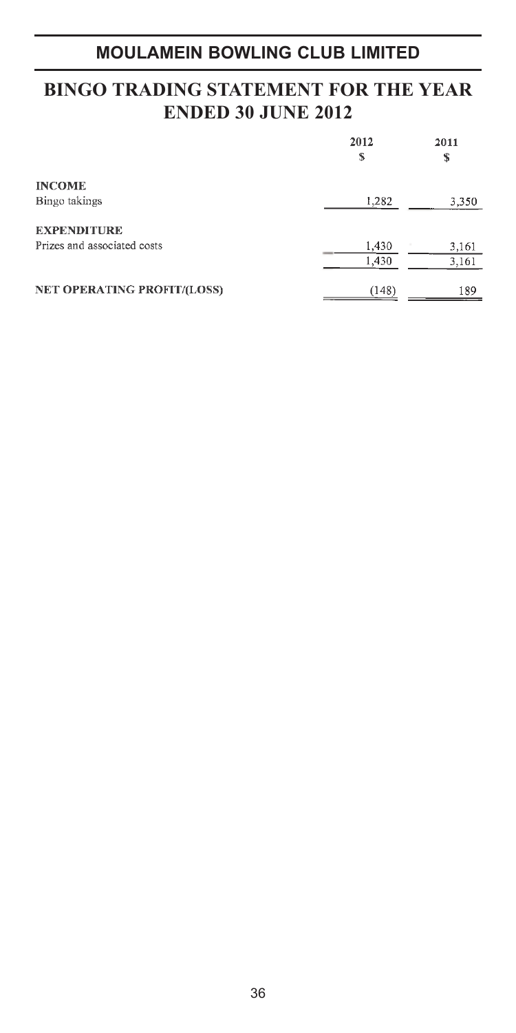# MOULAMEIN BOWLING CLUB LIMITED

## BINGO TRADING STATEMENT FOR THE YEAR ENDED 30 JUNE 2012

| | 2012<br>$ | 2011<br>$ |
|---|---|---|
| **INCOME** | | |
| Bingo takings | 1,282 | 3,350 |
| **EXPENDITURE** | | |
| Prizes and associated costs | 1,430 | 3,161 |
| | 1,430 | 3,161 |
| **NET OPERATING PROFIT/(LOSS)** | (148) | 189 |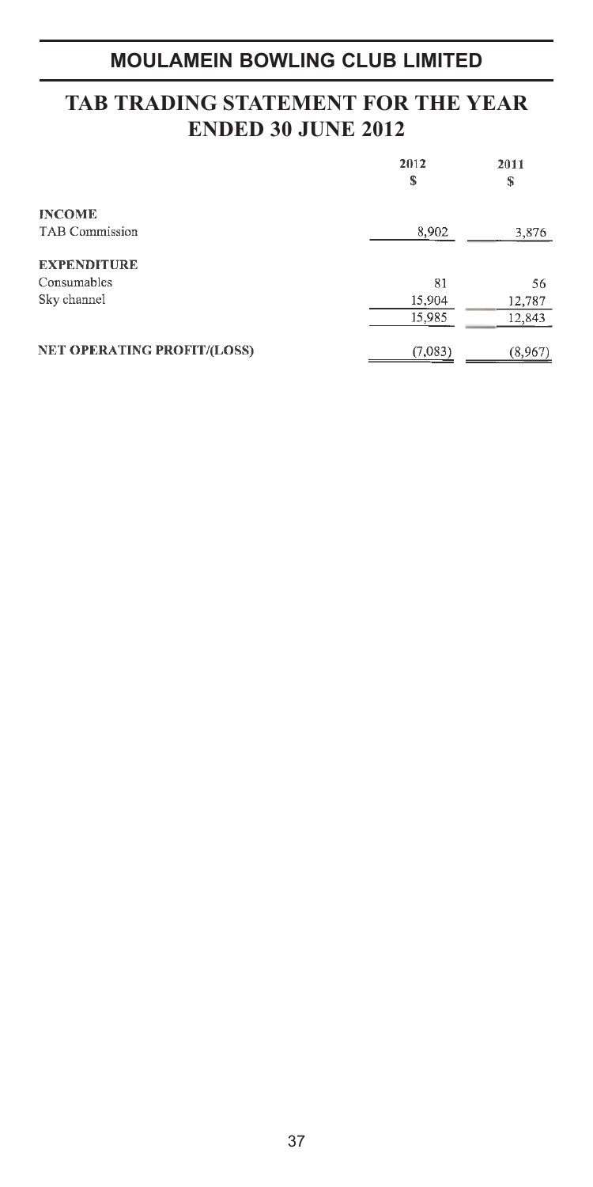# MOULAMEIN BOWLING CLUB LIMITED

## TAB TRADING STATEMENT FOR THE YEAR ENDED 30 JUNE 2012

| | 2012<br>$ | 2011<br>$ |
|---|---|---|
| **INCOME** | | |
| TAB Commission | 8,902 | 3,876 |
| **EXPENDITURE** | | |
| Consumables | 81 | 56 |
| Sky channel | 15,904 | 12,787 |
| | 15,985 | 12,843 |
| **NET OPERATING PROFIT/(LOSS)** | (7,083) | (8,967) |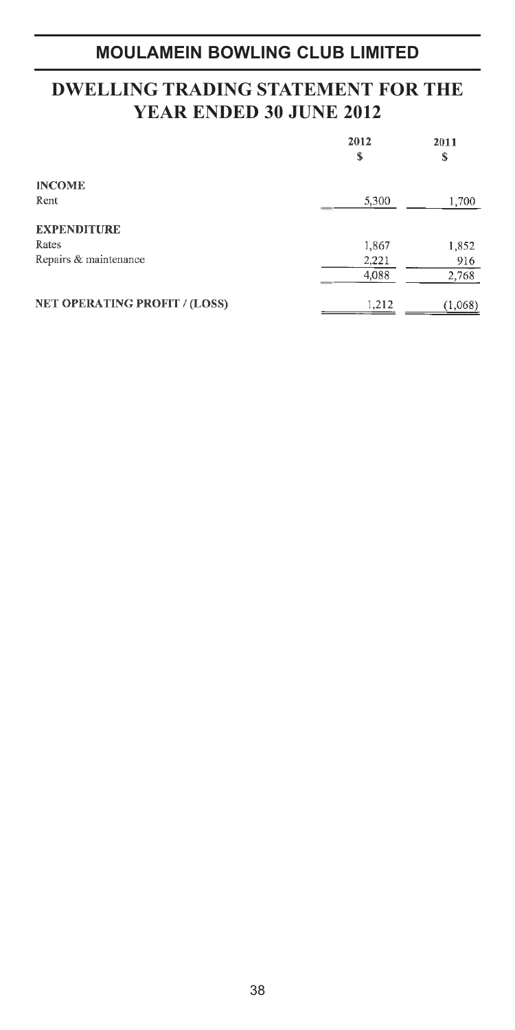# MOULAMEIN BOWLING CLUB LIMITED

## DWELLING TRADING STATEMENT FOR THE YEAR ENDED 30 JUNE 2012

| | 2012 $ | 2011 $ |
|---|---|---|
| **INCOME** | | |
| Rent | 5,300 | 1,700 |
| **EXPENDITURE** | | |
| Rates | 1,867 | 1,852 |
| Repairs & maintenance | 2,221 | 916 |
| | 4,088 | 2,768 |
| **NET OPERATING PROFIT / (LOSS)** | 1,212 | (1,068) |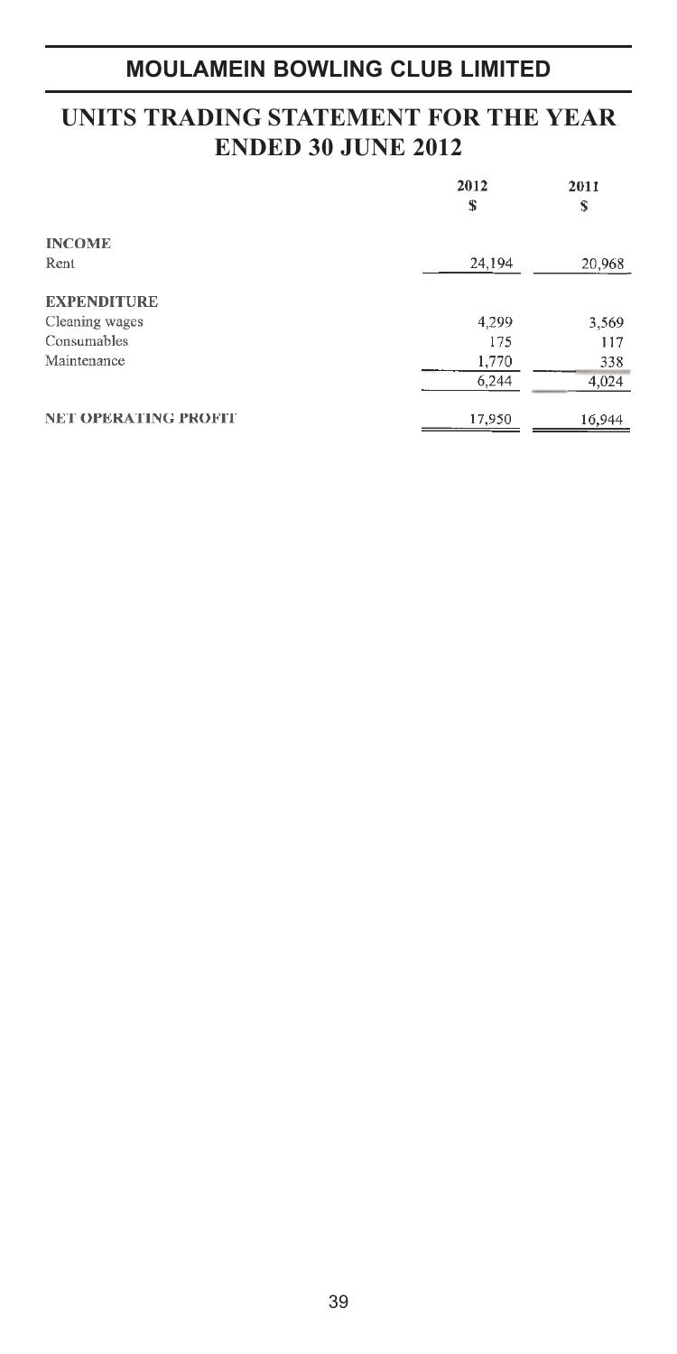## MOULAMEIN BOWLING CLUB LIMITED

# UNITS TRADING STATEMENT FOR THE YEAR ENDED 30 JUNE 2012

| | 2012 $ | 2011 $ |
|---|---|---|
| **INCOME** | | |
| Rent | 24,194 | 20,968 |
| **EXPENDITURE** | | |
| Cleaning wages | 4,299 | 3,569 |
| Consumables | 175 | 117 |
| Maintenance | 1,770 | 338 |
| | 6,244 | 4,024 |
| **NET OPERATING PROFIT** | 17,950 | 16,944 |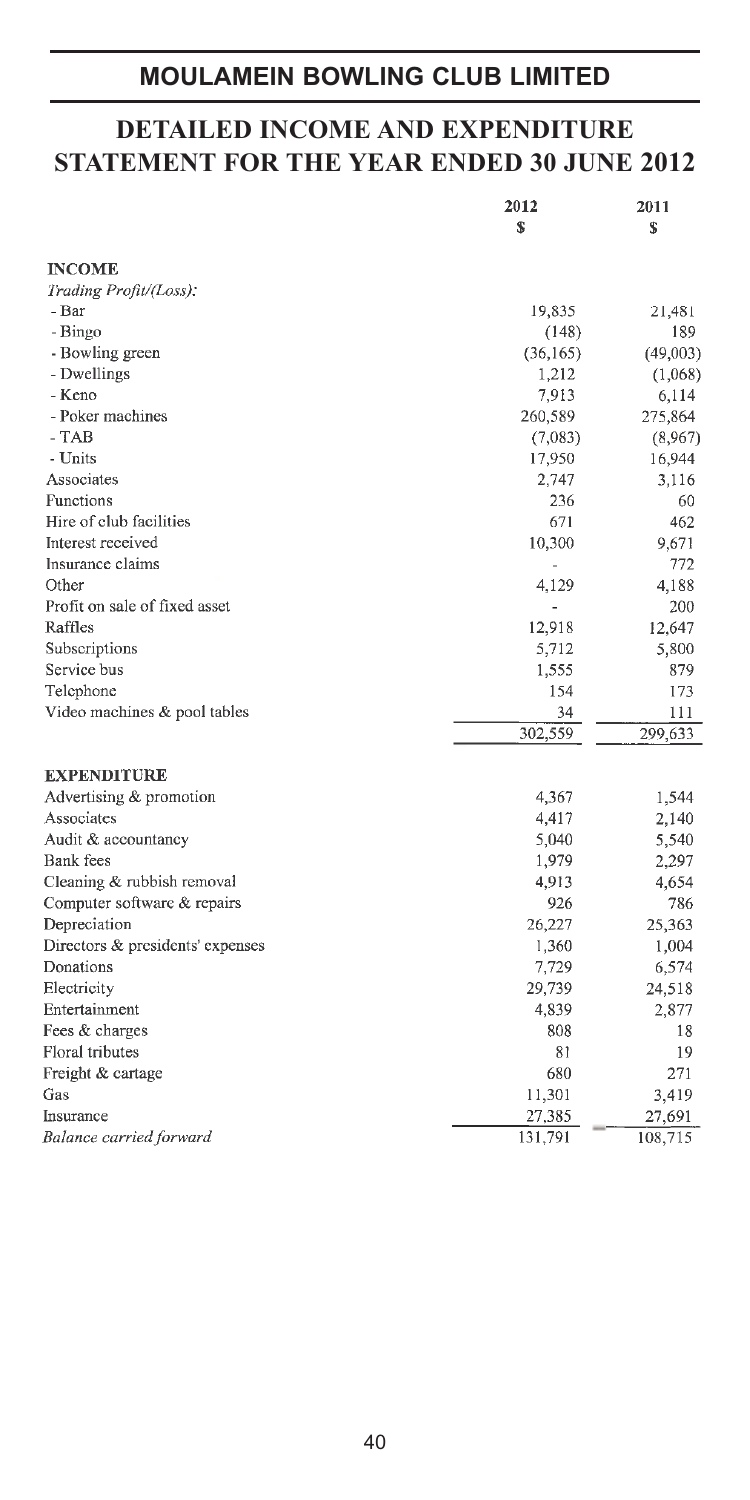## MOULAMEIN BOWLING CLUB LIMITED

## DETAILED INCOME AND EXPENDITURE STATEMENT FOR THE YEAR ENDED 30 JUNE 2012

| | 2012 | 2011 |
|---|---|---|
| | $ | $ |
| **INCOME** | | |
| *Trading Profit/(Loss):* | | |
| - Bar | 19,835 | 21,481 |
| - Bingo | (148) | 189 |
| - Bowling green | (36,165) | (49,003) |
| - Dwellings | 1,212 | (1,068) |
| - Keno | 7,913 | 6,114 |
| - Poker machines | 260,589 | 275,864 |
| - TAB | (7,083) | (8,967) |
| - Units | 17,950 | 16,944 |
| Associates | 2,747 | 3,116 |
| Functions | 236 | 60 |
| Hire of club facilities | 671 | 462 |
| Interest received | 10,300 | 9,671 |
| Insurance claims | - | 772 |
| Other | 4,129 | 4,188 |
| Profit on sale of fixed asset | - | 200 |
| Raffles | 12,918 | 12,647 |
| Subscriptions | 5,712 | 5,800 |
| Service bus | 1,555 | 879 |
| Telephone | 154 | 173 |
| Video machines & pool tables | 34 | 111 |
| | 302,559 | 299,633 |
| **EXPENDITURE** | | |
| Advertising & promotion | 4,367 | 1,544 |
| Associates | 4,417 | 2,140 |
| Audit & accountancy | 5,040 | 5,540 |
| Bank fees | 1,979 | 2,297 |
| Cleaning & rubbish removal | 4,913 | 4,654 |
| Computer software & repairs | 926 | 786 |
| Depreciation | 26,227 | 25,363 |
| Directors & presidents' expenses | 1,360 | 1,004 |
| Donations | 7,729 | 6,574 |
| Electricity | 29,739 | 24,518 |
| Entertainment | 4,839 | 2,877 |
| Fees & charges | 808 | 18 |
| Floral tributes | 81 | 19 |
| Freight & cartage | 680 | 271 |
| Gas | 11,301 | 3,419 |
| Insurance | 27,385 | 27,691 |
| *Balance carried forward* | 131,791 | 108,715 |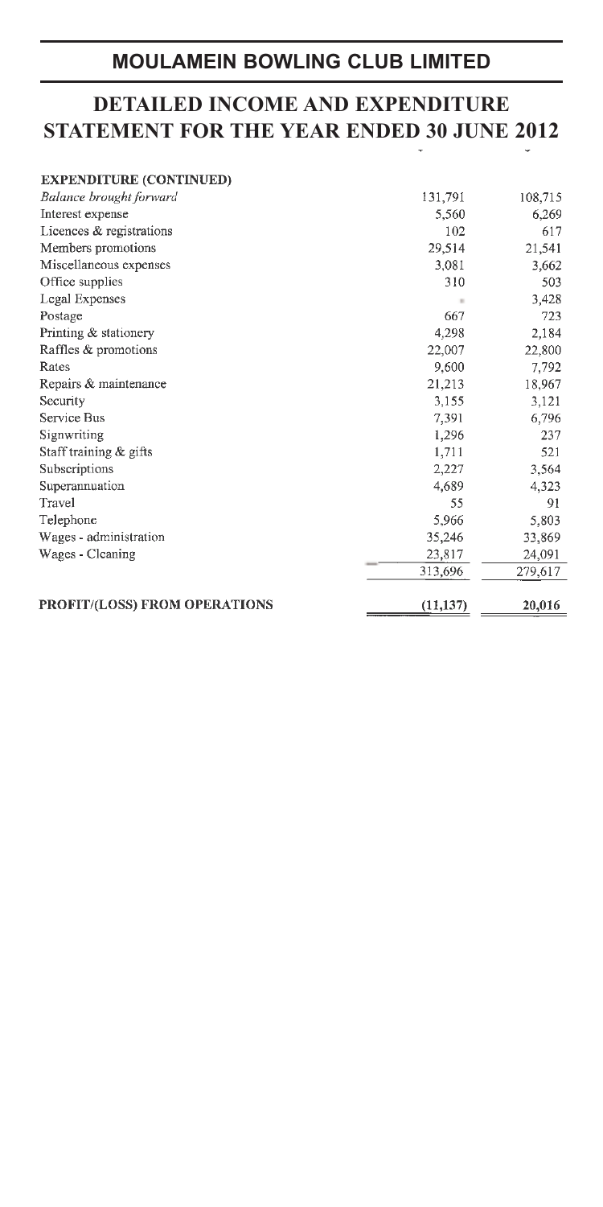## MOULAMEIN BOWLING CLUB LIMITED

# DETAILED INCOME AND EXPENDITURE STATEMENT FOR THE YEAR ENDED 30 JUNE 2012

| **EXPENDITURE (CONTINUED)** | | |
|---|---|---|
| *Balance brought forward* | 131,791 | 108,715 |
| Interest expense | 5,560 | 6,269 |
| Licences & registrations | 102 | 617 |
| Members promotions | 29,514 | 21,541 |
| Miscellaneous expenses | 3,081 | 3,662 |
| Office supplies | 310 | 503 |
| Legal Expenses | - | 3,428 |
| Postage | 667 | 723 |
| Printing & stationery | 4,298 | 2,184 |
| Raffles & promotions | 22,007 | 22,800 |
| Rates | 9,600 | 7,792 |
| Repairs & maintenance | 21,213 | 18,967 |
| Security | 3,155 | 3,121 |
| Service Bus | 7,391 | 6,796 |
| Signwriting | 1,296 | 237 |
| Staff training & gifts | 1,711 | 521 |
| Subscriptions | 2,227 | 3,564 |
| Superannuation | 4,689 | 4,323 |
| Travel | 55 | 91 |
| Telephone | 5,966 | 5,803 |
| Wages - administration | 35,246 | 33,869 |
| Wages - Cleaning | 23,817 | 24,091 |
| | 313,696 | 279,617 |
| **PROFIT/(LOSS) FROM OPERATIONS** | **(11,137)** | **20,016** |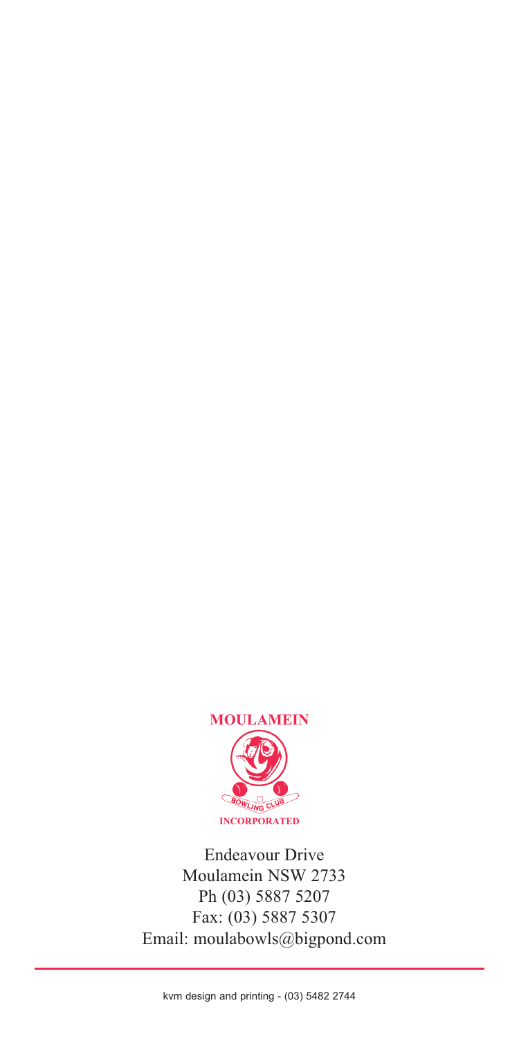**MOULAMEIN**

BOWLING CLUB

**INCORPORATED**

Endeavour Drive
Moulamein NSW 2733
Ph (03) 5887 5207
Fax: (03) 5887 5307
Email: moulabowls@bigpond.com

kvm design and printing - (03) 5482 2744